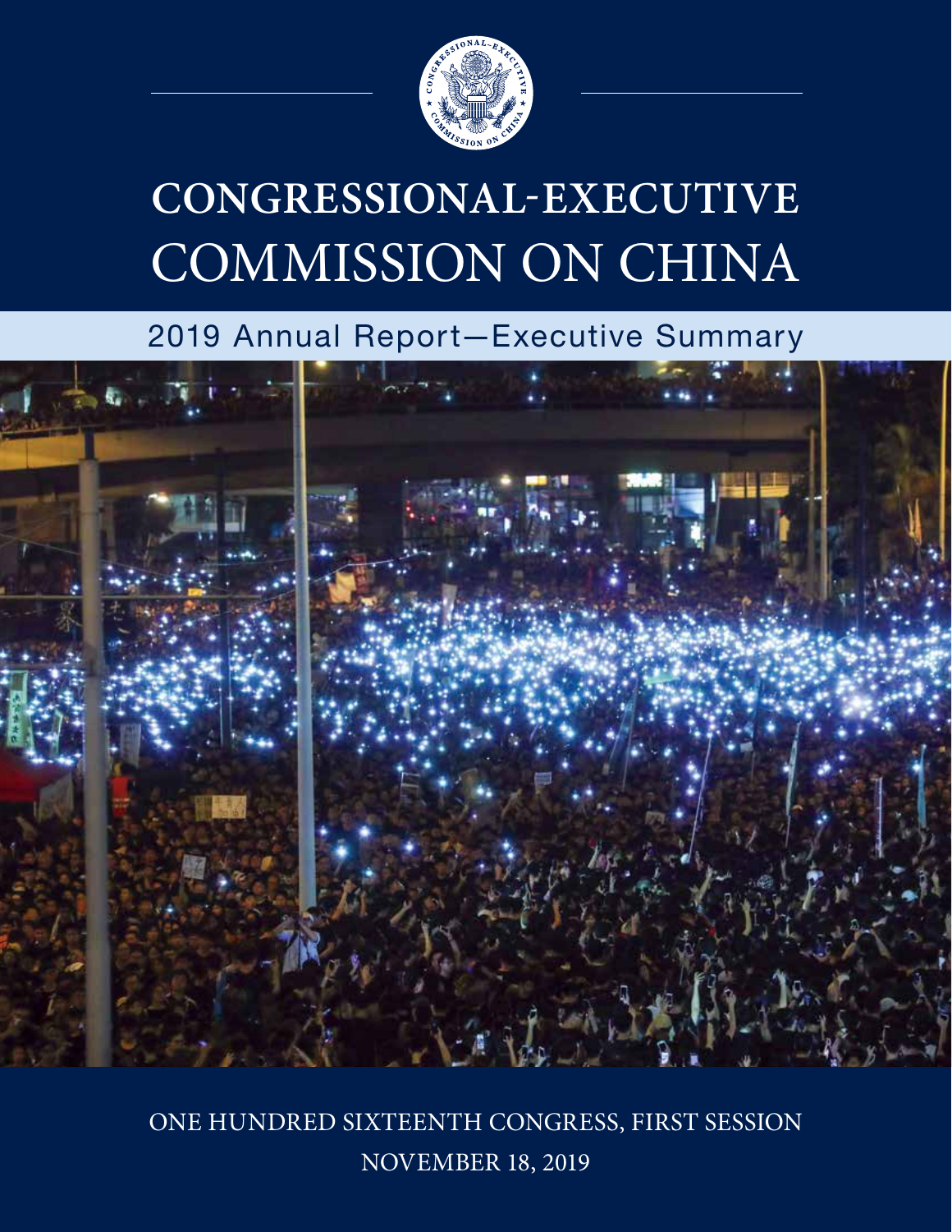# CONGRESSIONAL-EXECUTIVE COMMISSION ON CHINA

## 2019 Annual Report—Executive Summary

ONE HUNDRED SIXTEENTH CONGRESS, FIRST SESSION

NOVEMBER 18, 2019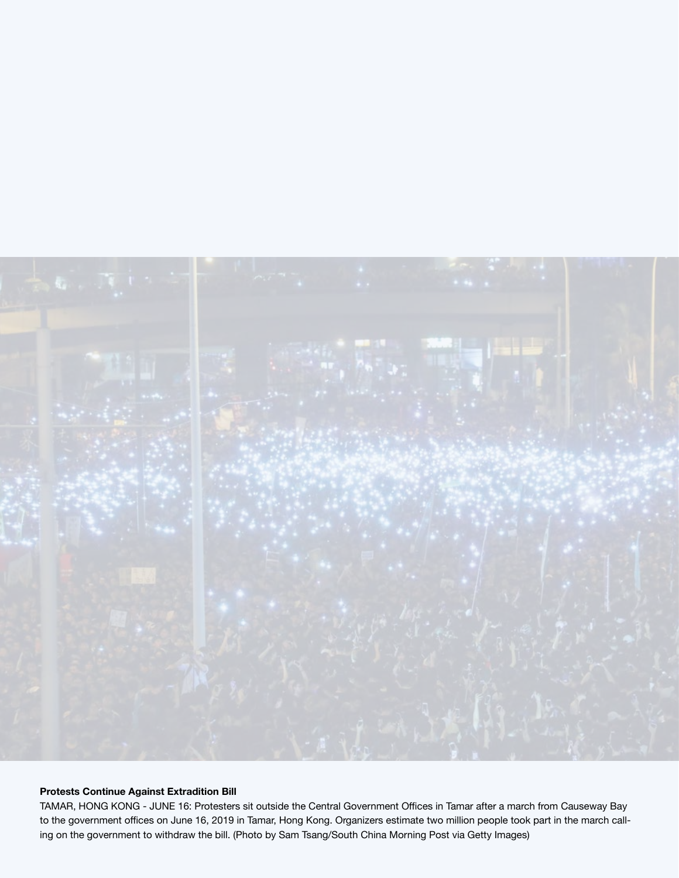**Protests Continue Against Extradition Bill**

TAMAR, HONG KONG - JUNE 16: Protesters sit outside the Central Government Offices in Tamar after a march from Causeway Bay to the government offices on June 16, 2019 in Tamar, Hong Kong. Organizers estimate two million people took part in the march calling on the government to withdraw the bill. (Photo by Sam Tsang/South China Morning Post via Getty Images)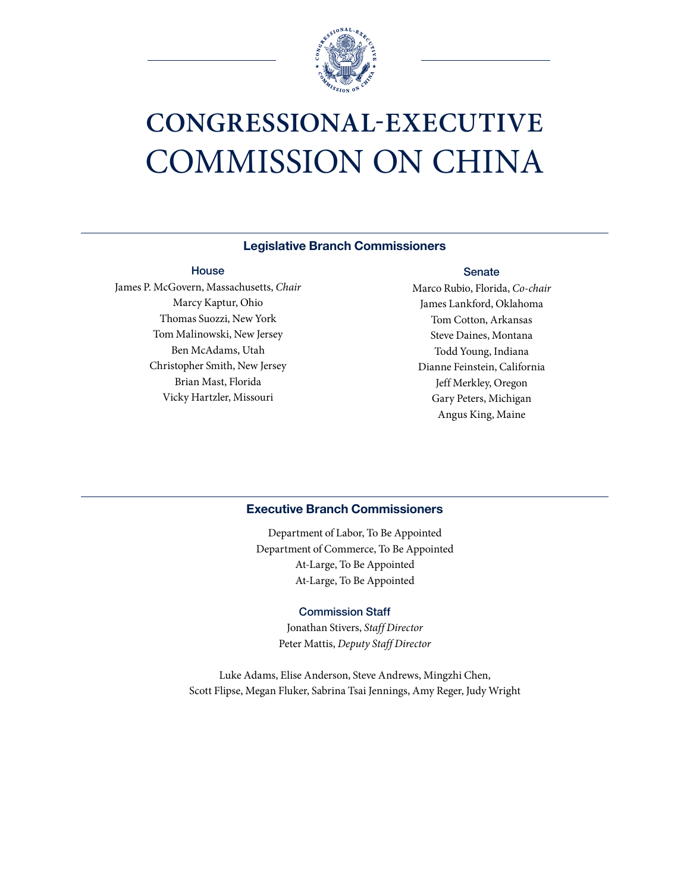# CONGRESSIONAL-EXECUTIVE COMMISSION ON CHINA

## Legislative Branch Commissioners

### House

James P. McGovern, Massachusetts, *Chair*
Marcy Kaptur, Ohio
Thomas Suozzi, New York
Tom Malinowski, New Jersey
Ben McAdams, Utah
Christopher Smith, New Jersey
Brian Mast, Florida
Vicky Hartzler, Missouri

### Senate

Marco Rubio, Florida, *Co-chair*
James Lankford, Oklahoma
Tom Cotton, Arkansas
Steve Daines, Montana
Todd Young, Indiana
Dianne Feinstein, California
Jeff Merkley, Oregon
Gary Peters, Michigan
Angus King, Maine

## Executive Branch Commissioners

Department of Labor, To Be Appointed
Department of Commerce, To Be Appointed
At-Large, To Be Appointed
At-Large, To Be Appointed

### Commission Staff

Jonathan Stivers, *Staff Director*
Peter Mattis, *Deputy Staff Director*

Luke Adams, Elise Anderson, Steve Andrews, Mingzhi Chen,
Scott Flipse, Megan Fluker, Sabrina Tsai Jennings, Amy Reger, Judy Wright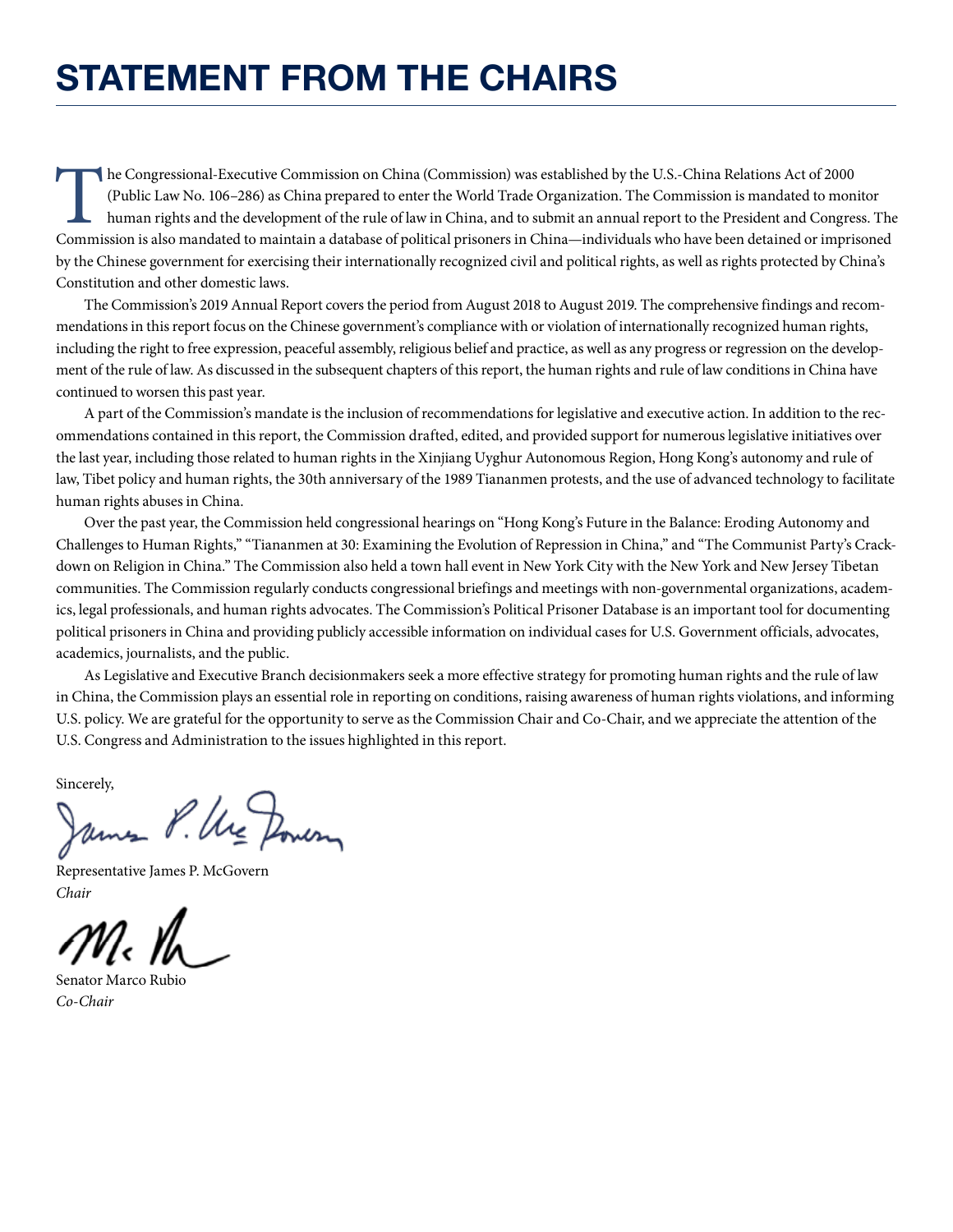# STATEMENT FROM THE CHAIRS

The Congressional-Executive Commission on China (Commission) was established by the U.S.-China Relations Act of 2000 (Public Law No. 106–286) as China prepared to enter the World Trade Organization. The Commission is mandated to monitor human rights and the development of the rule of law in China, and to submit an annual report to the President and Congress. The Commission is also mandated to maintain a database of political prisoners in China—individuals who have been detained or imprisoned by the Chinese government for exercising their internationally recognized civil and political rights, as well as rights protected by China's Constitution and other domestic laws.

The Commission's 2019 Annual Report covers the period from August 2018 to August 2019. The comprehensive findings and recommendations in this report focus on the Chinese government's compliance with or violation of internationally recognized human rights, including the right to free expression, peaceful assembly, religious belief and practice, as well as any progress or regression on the development of the rule of law. As discussed in the subsequent chapters of this report, the human rights and rule of law conditions in China have continued to worsen this past year.

A part of the Commission's mandate is the inclusion of recommendations for legislative and executive action. In addition to the recommendations contained in this report, the Commission drafted, edited, and provided support for numerous legislative initiatives over the last year, including those related to human rights in the Xinjiang Uyghur Autonomous Region, Hong Kong's autonomy and rule of law, Tibet policy and human rights, the 30th anniversary of the 1989 Tiananmen protests, and the use of advanced technology to facilitate human rights abuses in China.

Over the past year, the Commission held congressional hearings on "Hong Kong's Future in the Balance: Eroding Autonomy and Challenges to Human Rights," "Tiananmen at 30: Examining the Evolution of Repression in China," and "The Communist Party's Crackdown on Religion in China." The Commission also held a town hall event in New York City with the New York and New Jersey Tibetan communities. The Commission regularly conducts congressional briefings and meetings with non-governmental organizations, academics, legal professionals, and human rights advocates. The Commission's Political Prisoner Database is an important tool for documenting political prisoners in China and providing publicly accessible information on individual cases for U.S. Government officials, advocates, academics, journalists, and the public.

As Legislative and Executive Branch decisionmakers seek a more effective strategy for promoting human rights and the rule of law in China, the Commission plays an essential role in reporting on conditions, raising awareness of human rights violations, and informing U.S. policy. We are grateful for the opportunity to serve as the Commission Chair and Co-Chair, and we appreciate the attention of the U.S. Congress and Administration to the issues highlighted in this report.

Sincerely,

Representative James P. McGovern
*Chair*

Senator Marco Rubio
*Co-Chair*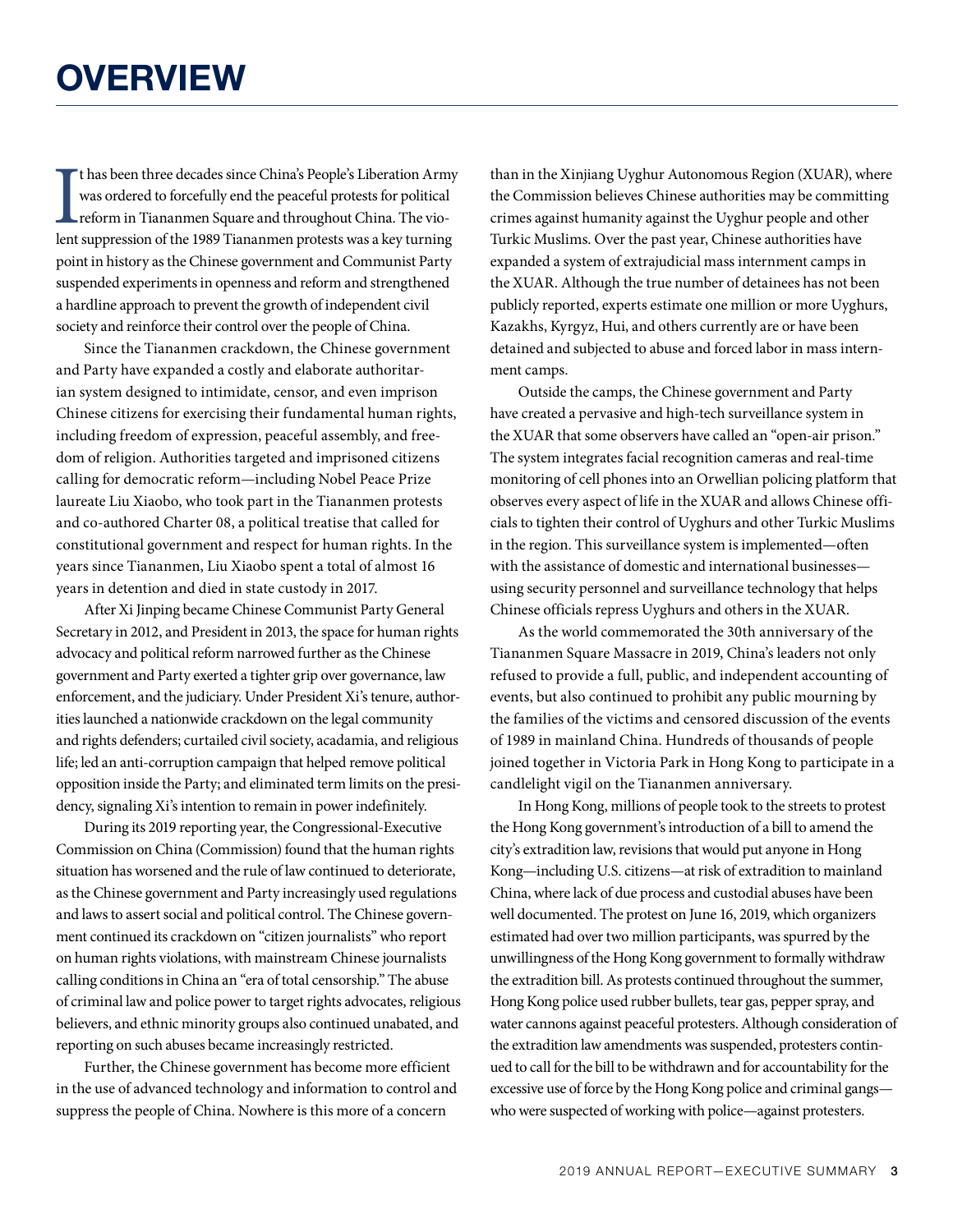# OVERVIEW

It has been three decades since China's People's Liberation Army was ordered to forcefully end the peaceful protests for political reform in Tiananmen Square and throughout China. The violent suppression of the 1989 Tiananmen protests was a key turning point in history as the Chinese government and Communist Party suspended experiments in openness and reform and strengthened a hardline approach to prevent the growth of independent civil society and reinforce their control over the people of China.

Since the Tiananmen crackdown, the Chinese government and Party have expanded a costly and elaborate authoritarian system designed to intimidate, censor, and even imprison Chinese citizens for exercising their fundamental human rights, including freedom of expression, peaceful assembly, and freedom of religion. Authorities targeted and imprisoned citizens calling for democratic reform—including Nobel Peace Prize laureate Liu Xiaobo, who took part in the Tiananmen protests and co-authored Charter 08, a political treatise that called for constitutional government and respect for human rights. In the years since Tiananmen, Liu Xiaobo spent a total of almost 16 years in detention and died in state custody in 2017.

After Xi Jinping became Chinese Communist Party General Secretary in 2012, and President in 2013, the space for human rights advocacy and political reform narrowed further as the Chinese government and Party exerted a tighter grip over governance, law enforcement, and the judiciary. Under President Xi's tenure, authorities launched a nationwide crackdown on the legal community and rights defenders; curtailed civil society, acadamia, and religious life; led an anti-corruption campaign that helped remove political opposition inside the Party; and eliminated term limits on the presidency, signaling Xi's intention to remain in power indefinitely.

During its 2019 reporting year, the Congressional-Executive Commission on China (Commission) found that the human rights situation has worsened and the rule of law continued to deteriorate, as the Chinese government and Party increasingly used regulations and laws to assert social and political control. The Chinese government continued its crackdown on "citizen journalists" who report on human rights violations, with mainstream Chinese journalists calling conditions in China an "era of total censorship." The abuse of criminal law and police power to target rights advocates, religious believers, and ethnic minority groups also continued unabated, and reporting on such abuses became increasingly restricted.

Further, the Chinese government has become more efficient in the use of advanced technology and information to control and suppress the people of China. Nowhere is this more of a concern than in the Xinjiang Uyghur Autonomous Region (XUAR), where the Commission believes Chinese authorities may be committing crimes against humanity against the Uyghur people and other Turkic Muslims. Over the past year, Chinese authorities have expanded a system of extrajudicial mass internment camps in the XUAR. Although the true number of detainees has not been publicly reported, experts estimate one million or more Uyghurs, Kazakhs, Kyrgyz, Hui, and others currently are or have been detained and subjected to abuse and forced labor in mass internment camps.

Outside the camps, the Chinese government and Party have created a pervasive and high-tech surveillance system in the XUAR that some observers have called an "open-air prison." The system integrates facial recognition cameras and real-time monitoring of cell phones into an Orwellian policing platform that observes every aspect of life in the XUAR and allows Chinese officials to tighten their control of Uyghurs and other Turkic Muslims in the region. This surveillance system is implemented—often with the assistance of domestic and international businesses—using security personnel and surveillance technology that helps Chinese officials repress Uyghurs and others in the XUAR.

As the world commemorated the 30th anniversary of the Tiananmen Square Massacre in 2019, China's leaders not only refused to provide a full, public, and independent accounting of events, but also continued to prohibit any public mourning by the families of the victims and censored discussion of the events of 1989 in mainland China. Hundreds of thousands of people joined together in Victoria Park in Hong Kong to participate in a candlelight vigil on the Tiananmen anniversary.

In Hong Kong, millions of people took to the streets to protest the Hong Kong government's introduction of a bill to amend the city's extradition law, revisions that would put anyone in Hong Kong—including U.S. citizens—at risk of extradition to mainland China, where lack of due process and custodial abuses have been well documented. The protest on June 16, 2019, which organizers estimated had over two million participants, was spurred by the unwillingness of the Hong Kong government to formally withdraw the extradition bill. As protests continued throughout the summer, Hong Kong police used rubber bullets, tear gas, pepper spray, and water cannons against peaceful protesters. Although consideration of the extradition law amendments was suspended, protesters continued to call for the bill to be withdrawn and for accountability for the excessive use of force by the Hong Kong police and criminal gangs—who were suspected of working with police—against protesters.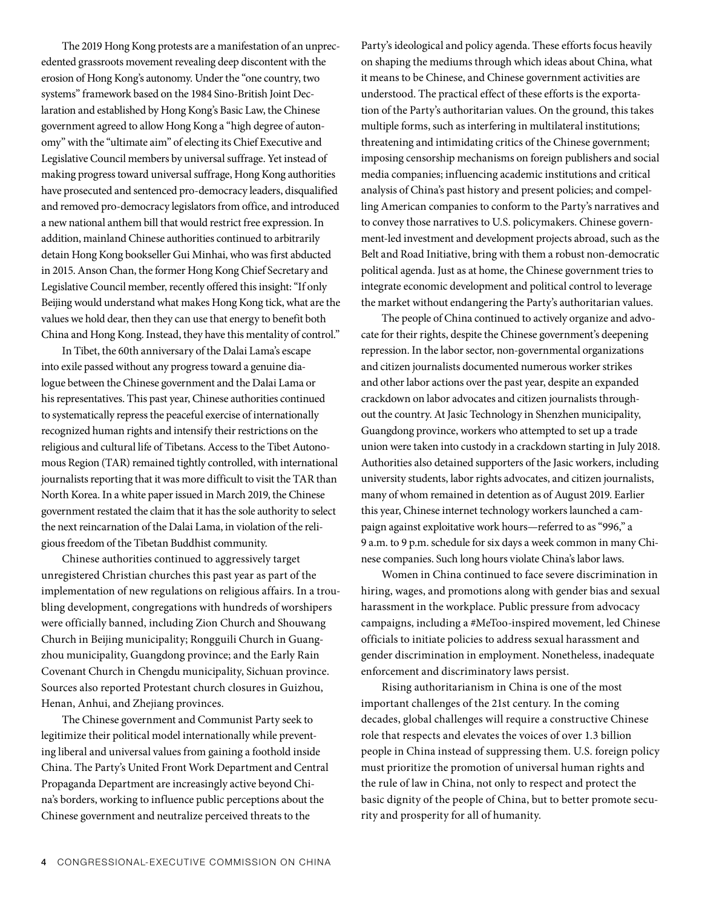The 2019 Hong Kong protests are a manifestation of an unprecedented grassroots movement revealing deep discontent with the erosion of Hong Kong's autonomy. Under the "one country, two systems" framework based on the 1984 Sino-British Joint Declaration and established by Hong Kong's Basic Law, the Chinese government agreed to allow Hong Kong a "high degree of autonomy" with the "ultimate aim" of electing its Chief Executive and Legislative Council members by universal suffrage. Yet instead of making progress toward universal suffrage, Hong Kong authorities have prosecuted and sentenced pro-democracy leaders, disqualified and removed pro-democracy legislators from office, and introduced a new national anthem bill that would restrict free expression. In addition, mainland Chinese authorities continued to arbitrarily detain Hong Kong bookseller Gui Minhai, who was first abducted in 2015. Anson Chan, the former Hong Kong Chief Secretary and Legislative Council member, recently offered this insight: "If only Beijing would understand what makes Hong Kong tick, what are the values we hold dear, then they can use that energy to benefit both China and Hong Kong. Instead, they have this mentality of control."

In Tibet, the 60th anniversary of the Dalai Lama's escape into exile passed without any progress toward a genuine dialogue between the Chinese government and the Dalai Lama or his representatives. This past year, Chinese authorities continued to systematically repress the peaceful exercise of internationally recognized human rights and intensify their restrictions on the religious and cultural life of Tibetans. Access to the Tibet Autonomous Region (TAR) remained tightly controlled, with international journalists reporting that it was more difficult to visit the TAR than North Korea. In a white paper issued in March 2019, the Chinese government restated the claim that it has the sole authority to select the next reincarnation of the Dalai Lama, in violation of the religious freedom of the Tibetan Buddhist community.

Chinese authorities continued to aggressively target unregistered Christian churches this past year as part of the implementation of new regulations on religious affairs. In a troubling development, congregations with hundreds of worshipers were officially banned, including Zion Church and Shouwang Church in Beijing municipality; Rongguili Church in Guangzhou municipality, Guangdong province; and the Early Rain Covenant Church in Chengdu municipality, Sichuan province. Sources also reported Protestant church closures in Guizhou, Henan, Anhui, and Zhejiang provinces.

The Chinese government and Communist Party seek to legitimize their political model internationally while preventing liberal and universal values from gaining a foothold inside China. The Party's United Front Work Department and Central Propaganda Department are increasingly active beyond China's borders, working to influence public perceptions about the Chinese government and neutralize perceived threats to the Party's ideological and policy agenda. These efforts focus heavily on shaping the mediums through which ideas about China, what it means to be Chinese, and Chinese government activities are understood. The practical effect of these efforts is the exportation of the Party's authoritarian values. On the ground, this takes multiple forms, such as interfering in multilateral institutions; threatening and intimidating critics of the Chinese government; imposing censorship mechanisms on foreign publishers and social media companies; influencing academic institutions and critical analysis of China's past history and present policies; and compelling American companies to conform to the Party's narratives and to convey those narratives to U.S. policymakers. Chinese government-led investment and development projects abroad, such as the Belt and Road Initiative, bring with them a robust non-democratic political agenda. Just as at home, the Chinese government tries to integrate economic development and political control to leverage the market without endangering the Party's authoritarian values.

The people of China continued to actively organize and advocate for their rights, despite the Chinese government's deepening repression. In the labor sector, non-governmental organizations and citizen journalists documented numerous worker strikes and other labor actions over the past year, despite an expanded crackdown on labor advocates and citizen journalists throughout the country. At Jasic Technology in Shenzhen municipality, Guangdong province, workers who attempted to set up a trade union were taken into custody in a crackdown starting in July 2018. Authorities also detained supporters of the Jasic workers, including university students, labor rights advocates, and citizen journalists, many of whom remained in detention as of August 2019. Earlier this year, Chinese internet technology workers launched a campaign against exploitative work hours—referred to as "996," a 9 a.m. to 9 p.m. schedule for six days a week common in many Chinese companies. Such long hours violate China's labor laws.

Women in China continued to face severe discrimination in hiring, wages, and promotions along with gender bias and sexual harassment in the workplace. Public pressure from advocacy campaigns, including a #MeToo-inspired movement, led Chinese officials to initiate policies to address sexual harassment and gender discrimination in employment. Nonetheless, inadequate enforcement and discriminatory laws persist.

Rising authoritarianism in China is one of the most important challenges of the 21st century. In the coming decades, global challenges will require a constructive Chinese role that respects and elevates the voices of over 1.3 billion people in China instead of suppressing them. U.S. foreign policy must prioritize the promotion of universal human rights and the rule of law in China, not only to respect and protect the basic dignity of the people of China, but to better promote security and prosperity for all of humanity.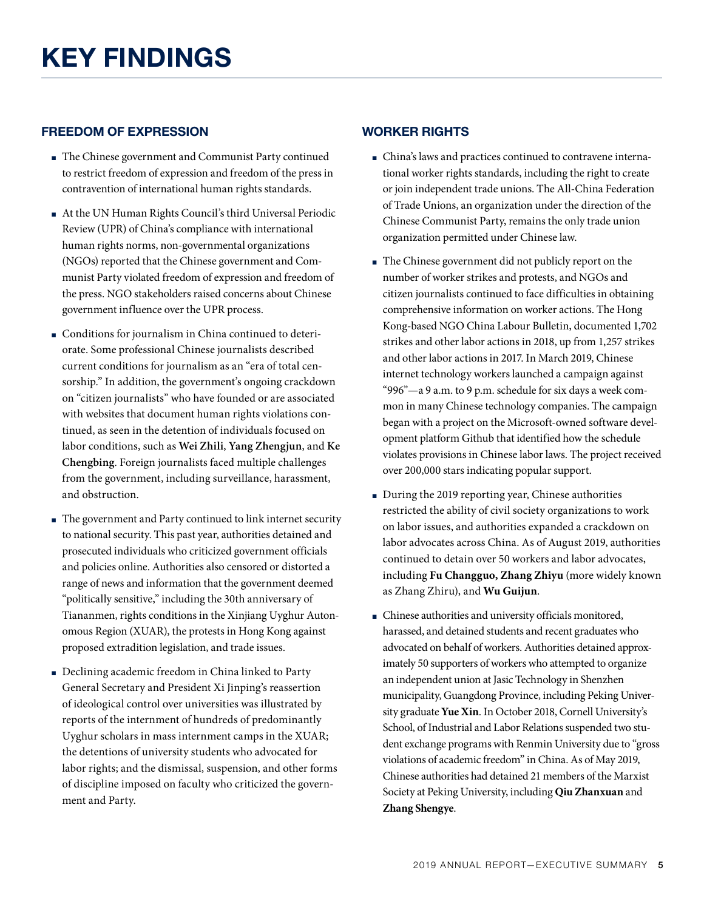# KEY FINDINGS

## FREEDOM OF EXPRESSION

- The Chinese government and Communist Party continued to restrict freedom of expression and freedom of the press in contravention of international human rights standards.
- At the UN Human Rights Council's third Universal Periodic Review (UPR) of China's compliance with international human rights norms, non-governmental organizations (NGOs) reported that the Chinese government and Communist Party violated freedom of expression and freedom of the press. NGO stakeholders raised concerns about Chinese government influence over the UPR process.
- Conditions for journalism in China continued to deteriorate. Some professional Chinese journalists described current conditions for journalism as an "era of total censorship." In addition, the government's ongoing crackdown on "citizen journalists" who have founded or are associated with websites that document human rights violations continued, as seen in the detention of individuals focused on labor conditions, such as **Wei Zhili**, **Yang Zhengjun**, and **Ke Chengbing**. Foreign journalists faced multiple challenges from the government, including surveillance, harassment, and obstruction.
- The government and Party continued to link internet security to national security. This past year, authorities detained and prosecuted individuals who criticized government officials and policies online. Authorities also censored or distorted a range of news and information that the government deemed "politically sensitive," including the 30th anniversary of Tiananmen, rights conditions in the Xinjiang Uyghur Autonomous Region (XUAR), the protests in Hong Kong against proposed extradition legislation, and trade issues.
- Declining academic freedom in China linked to Party General Secretary and President Xi Jinping's reassertion of ideological control over universities was illustrated by reports of the internment of hundreds of predominantly Uyghur scholars in mass internment camps in the XUAR; the detentions of university students who advocated for labor rights; and the dismissal, suspension, and other forms of discipline imposed on faculty who criticized the government and Party.

## WORKER RIGHTS

- China's laws and practices continued to contravene international worker rights standards, including the right to create or join independent trade unions. The All-China Federation of Trade Unions, an organization under the direction of the Chinese Communist Party, remains the only trade union organization permitted under Chinese law.
- The Chinese government did not publicly report on the number of worker strikes and protests, and NGOs and citizen journalists continued to face difficulties in obtaining comprehensive information on worker actions. The Hong Kong-based NGO China Labour Bulletin, documented 1,702 strikes and other labor actions in 2018, up from 1,257 strikes and other labor actions in 2017. In March 2019, Chinese internet technology workers launched a campaign against "996"—a 9 a.m. to 9 p.m. schedule for six days a week common in many Chinese technology companies. The campaign began with a project on the Microsoft-owned software development platform Github that identified how the schedule violates provisions in Chinese labor laws. The project received over 200,000 stars indicating popular support.
- During the 2019 reporting year, Chinese authorities restricted the ability of civil society organizations to work on labor issues, and authorities expanded a crackdown on labor advocates across China. As of August 2019, authorities continued to detain over 50 workers and labor advocates, including **Fu Changguo, Zhang Zhiyu** (more widely known as Zhang Zhiru), and **Wu Guijun**.
- Chinese authorities and university officials monitored, harassed, and detained students and recent graduates who advocated on behalf of workers. Authorities detained approximately 50 supporters of workers who attempted to organize an independent union at Jasic Technology in Shenzhen municipality, Guangdong Province, including Peking University graduate **Yue Xin**. In October 2018, Cornell University's School, of Industrial and Labor Relations suspended two student exchange programs with Renmin University due to "gross violations of academic freedom" in China. As of May 2019, Chinese authorities had detained 21 members of the Marxist Society at Peking University, including **Qiu Zhanxuan** and **Zhang Shengye**.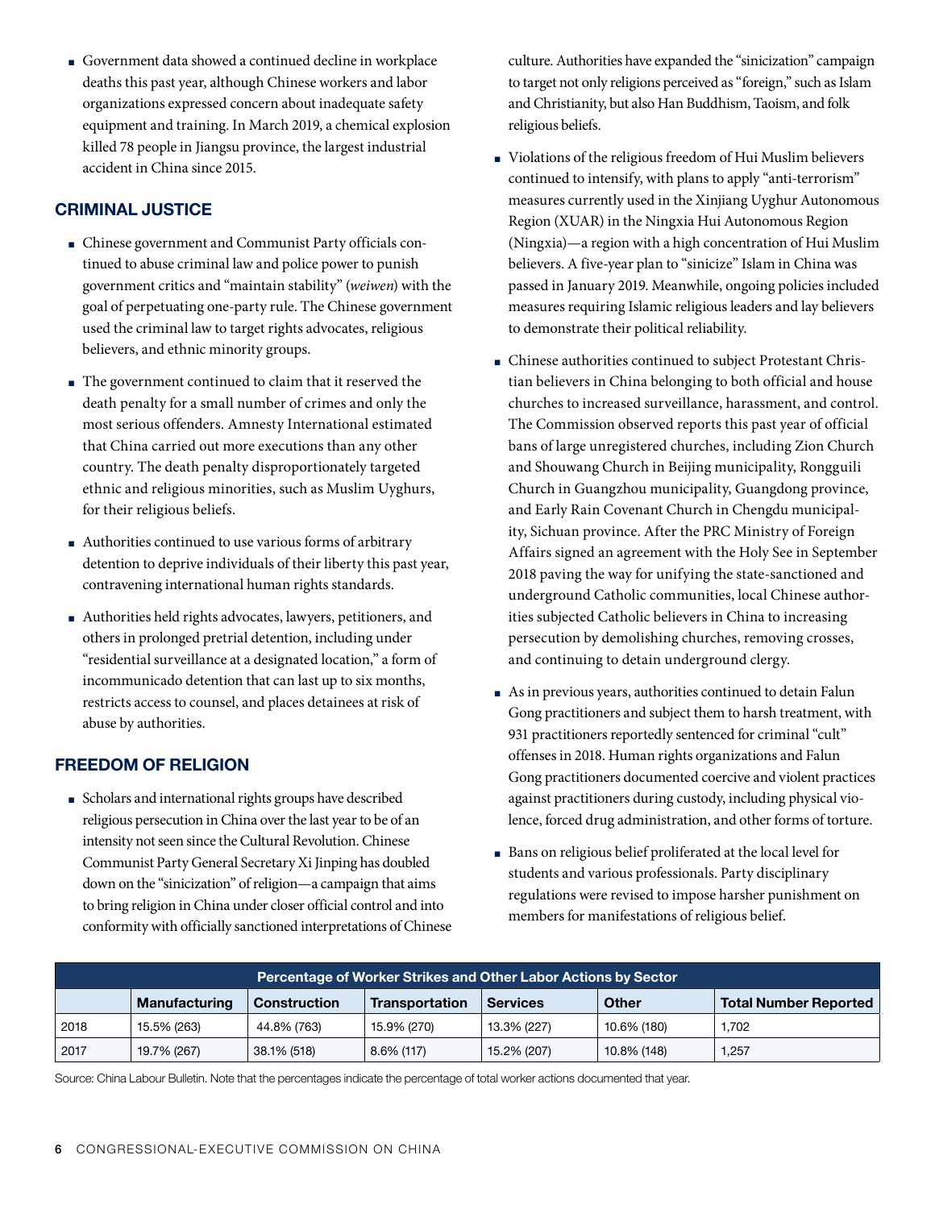- Government data showed a continued decline in workplace deaths this past year, although Chinese workers and labor organizations expressed concern about inadequate safety equipment and training. In March 2019, a chemical explosion killed 78 people in Jiangsu province, the largest industrial accident in China since 2015.

## CRIMINAL JUSTICE

- Chinese government and Communist Party officials continued to abuse criminal law and police power to punish government critics and "maintain stability" (*weiwen*) with the goal of perpetuating one-party rule. The Chinese government used the criminal law to target rights advocates, religious believers, and ethnic minority groups.
- The government continued to claim that it reserved the death penalty for a small number of crimes and only the most serious offenders. Amnesty International estimated that China carried out more executions than any other country. The death penalty disproportionately targeted ethnic and religious minorities, such as Muslim Uyghurs, for their religious beliefs.
- Authorities continued to use various forms of arbitrary detention to deprive individuals of their liberty this past year, contravening international human rights standards.
- Authorities held rights advocates, lawyers, petitioners, and others in prolonged pretrial detention, including under "residential surveillance at a designated location," a form of incommunicado detention that can last up to six months, restricts access to counsel, and places detainees at risk of abuse by authorities.

## FREEDOM OF RELIGION

- Scholars and international rights groups have described religious persecution in China over the last year to be of an intensity not seen since the Cultural Revolution. Chinese Communist Party General Secretary Xi Jinping has doubled down on the "sinicization" of religion—a campaign that aims to bring religion in China under closer official control and into conformity with officially sanctioned interpretations of Chinese culture. Authorities have expanded the "sinicization" campaign to target not only religions perceived as "foreign," such as Islam and Christianity, but also Han Buddhism, Taoism, and folk religious beliefs.
- Violations of the religious freedom of Hui Muslim believers continued to intensify, with plans to apply "anti-terrorism" measures currently used in the Xinjiang Uyghur Autonomous Region (XUAR) in the Ningxia Hui Autonomous Region (Ningxia)—a region with a high concentration of Hui Muslim believers. A five-year plan to "sinicize" Islam in China was passed in January 2019. Meanwhile, ongoing policies included measures requiring Islamic religious leaders and lay believers to demonstrate their political reliability.
- Chinese authorities continued to subject Protestant Christian believers in China belonging to both official and house churches to increased surveillance, harassment, and control. The Commission observed reports this past year of official bans of large unregistered churches, including Zion Church and Shouwang Church in Beijing municipality, Rongguili Church in Guangzhou municipality, Guangdong province, and Early Rain Covenant Church in Chengdu municipality, Sichuan province. After the PRC Ministry of Foreign Affairs signed an agreement with the Holy See in September 2018 paving the way for unifying the state-sanctioned and underground Catholic communities, local Chinese authorities subjected Catholic believers in China to increasing persecution by demolishing churches, removing crosses, and continuing to detain underground clergy.
- As in previous years, authorities continued to detain Falun Gong practitioners and subject them to harsh treatment, with 931 practitioners reportedly sentenced for criminal "cult" offenses in 2018. Human rights organizations and Falun Gong practitioners documented coercive and violent practices against practitioners during custody, including physical violence, forced drug administration, and other forms of torture.
- Bans on religious belief proliferated at the local level for students and various professionals. Party disciplinary regulations were revised to impose harsher punishment on members for manifestations of religious belief.

**Percentage of Worker Strikes and Other Labor Actions by Sector**

| | Manufacturing | Construction | Transportation | Services | Other | Total Number Reported |
|---|---|---|---|---|---|---|
| 2018 | 15.5% (263) | 44.8% (763) | 15.9% (270) | 13.3% (227) | 10.6% (180) | 1,702 |
| 2017 | 19.7% (267) | 38.1% (518) | 8.6% (117) | 15.2% (207) | 10.8% (148) | 1,257 |

Source: China Labour Bulletin. Note that the percentages indicate the percentage of total worker actions documented that year.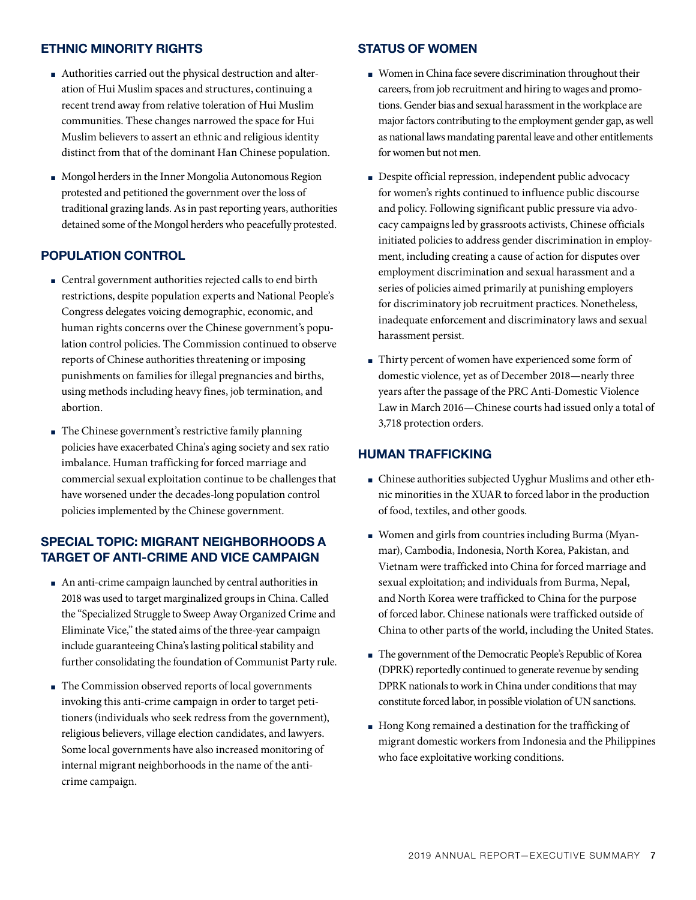## ETHNIC MINORITY RIGHTS

- Authorities carried out the physical destruction and alteration of Hui Muslim spaces and structures, continuing a recent trend away from relative toleration of Hui Muslim communities. These changes narrowed the space for Hui Muslim believers to assert an ethnic and religious identity distinct from that of the dominant Han Chinese population.
- Mongol herders in the Inner Mongolia Autonomous Region protested and petitioned the government over the loss of traditional grazing lands. As in past reporting years, authorities detained some of the Mongol herders who peacefully protested.

## POPULATION CONTROL

- Central government authorities rejected calls to end birth restrictions, despite population experts and National People's Congress delegates voicing demographic, economic, and human rights concerns over the Chinese government's population control policies. The Commission continued to observe reports of Chinese authorities threatening or imposing punishments on families for illegal pregnancies and births, using methods including heavy fines, job termination, and abortion.
- The Chinese government's restrictive family planning policies have exacerbated China's aging society and sex ratio imbalance. Human trafficking for forced marriage and commercial sexual exploitation continue to be challenges that have worsened under the decades-long population control policies implemented by the Chinese government.

## SPECIAL TOPIC: MIGRANT NEIGHBORHOODS A TARGET OF ANTI-CRIME AND VICE CAMPAIGN

- An anti-crime campaign launched by central authorities in 2018 was used to target marginalized groups in China. Called the "Specialized Struggle to Sweep Away Organized Crime and Eliminate Vice," the stated aims of the three-year campaign include guaranteeing China's lasting political stability and further consolidating the foundation of Communist Party rule.
- The Commission observed reports of local governments invoking this anti-crime campaign in order to target petitioners (individuals who seek redress from the government), religious believers, village election candidates, and lawyers. Some local governments have also increased monitoring of internal migrant neighborhoods in the name of the anti-crime campaign.

## STATUS OF WOMEN

- Women in China face severe discrimination throughout their careers, from job recruitment and hiring to wages and promotions. Gender bias and sexual harassment in the workplace are major factors contributing to the employment gender gap, as well as national laws mandating parental leave and other entitlements for women but not men.
- Despite official repression, independent public advocacy for women's rights continued to influence public discourse and policy. Following significant public pressure via advocacy campaigns led by grassroots activists, Chinese officials initiated policies to address gender discrimination in employment, including creating a cause of action for disputes over employment discrimination and sexual harassment and a series of policies aimed primarily at punishing employers for discriminatory job recruitment practices. Nonetheless, inadequate enforcement and discriminatory laws and sexual harassment persist.
- Thirty percent of women have experienced some form of domestic violence, yet as of December 2018—nearly three years after the passage of the PRC Anti-Domestic Violence Law in March 2016—Chinese courts had issued only a total of 3,718 protection orders.

## HUMAN TRAFFICKING

- Chinese authorities subjected Uyghur Muslims and other ethnic minorities in the XUAR to forced labor in the production of food, textiles, and other goods.
- Women and girls from countries including Burma (Myanmar), Cambodia, Indonesia, North Korea, Pakistan, and Vietnam were trafficked into China for forced marriage and sexual exploitation; and individuals from Burma, Nepal, and North Korea were trafficked to China for the purpose of forced labor. Chinese nationals were trafficked outside of China to other parts of the world, including the United States.
- The government of the Democratic People's Republic of Korea (DPRK) reportedly continued to generate revenue by sending DPRK nationals to work in China under conditions that may constitute forced labor, in possible violation of UN sanctions.
- Hong Kong remained a destination for the trafficking of migrant domestic workers from Indonesia and the Philippines who face exploitative working conditions.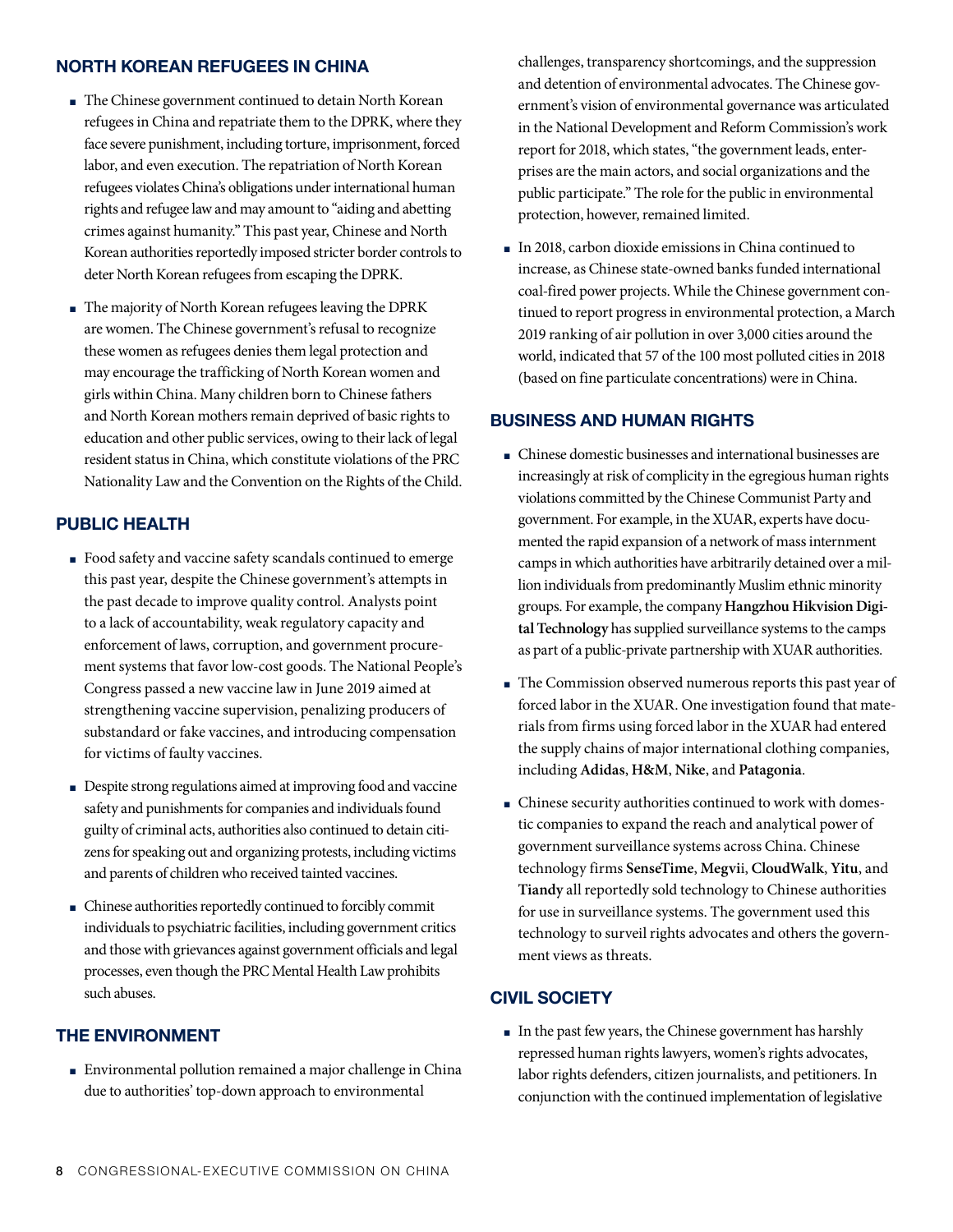## NORTH KOREAN REFUGEES IN CHINA

- The Chinese government continued to detain North Korean refugees in China and repatriate them to the DPRK, where they face severe punishment, including torture, imprisonment, forced labor, and even execution. The repatriation of North Korean refugees violates China's obligations under international human rights and refugee law and may amount to "aiding and abetting crimes against humanity." This past year, Chinese and North Korean authorities reportedly imposed stricter border controls to deter North Korean refugees from escaping the DPRK.
- The majority of North Korean refugees leaving the DPRK are women. The Chinese government's refusal to recognize these women as refugees denies them legal protection and may encourage the trafficking of North Korean women and girls within China. Many children born to Chinese fathers and North Korean mothers remain deprived of basic rights to education and other public services, owing to their lack of legal resident status in China, which constitute violations of the PRC Nationality Law and the Convention on the Rights of the Child.

## PUBLIC HEALTH

- Food safety and vaccine safety scandals continued to emerge this past year, despite the Chinese government's attempts in the past decade to improve quality control. Analysts point to a lack of accountability, weak regulatory capacity and enforcement of laws, corruption, and government procurement systems that favor low-cost goods. The National People's Congress passed a new vaccine law in June 2019 aimed at strengthening vaccine supervision, penalizing producers of substandard or fake vaccines, and introducing compensation for victims of faulty vaccines.
- Despite strong regulations aimed at improving food and vaccine safety and punishments for companies and individuals found guilty of criminal acts, authorities also continued to detain citizens for speaking out and organizing protests, including victims and parents of children who received tainted vaccines.
- Chinese authorities reportedly continued to forcibly commit individuals to psychiatric facilities, including government critics and those with grievances against government officials and legal processes, even though the PRC Mental Health Law prohibits such abuses.

## THE ENVIRONMENT

- Environmental pollution remained a major challenge in China due to authorities' top-down approach to environmental challenges, transparency shortcomings, and the suppression and detention of environmental advocates. The Chinese government's vision of environmental governance was articulated in the National Development and Reform Commission's work report for 2018, which states, "the government leads, enterprises are the main actors, and social organizations and the public participate." The role for the public in environmental protection, however, remained limited.
- In 2018, carbon dioxide emissions in China continued to increase, as Chinese state-owned banks funded international coal-fired power projects. While the Chinese government continued to report progress in environmental protection, a March 2019 ranking of air pollution in over 3,000 cities around the world, indicated that 57 of the 100 most polluted cities in 2018 (based on fine particulate concentrations) were in China.

## BUSINESS AND HUMAN RIGHTS

- Chinese domestic businesses and international businesses are increasingly at risk of complicity in the egregious human rights violations committed by the Chinese Communist Party and government. For example, in the XUAR, experts have documented the rapid expansion of a network of mass internment camps in which authorities have arbitrarily detained over a million individuals from predominantly Muslim ethnic minority groups. For example, the company **Hangzhou Hikvision Digital Technology** has supplied surveillance systems to the camps as part of a public-private partnership with XUAR authorities.
- The Commission observed numerous reports this past year of forced labor in the XUAR. One investigation found that materials from firms using forced labor in the XUAR had entered the supply chains of major international clothing companies, including **Adidas**, **H&M**, **Nike**, and **Patagonia**.
- Chinese security authorities continued to work with domestic companies to expand the reach and analytical power of government surveillance systems across China. Chinese technology firms **SenseTime**, **Megvii**, **CloudWalk**, **Yitu**, and **Tiandy** all reportedly sold technology to Chinese authorities for use in surveillance systems. The government used this technology to surveil rights advocates and others the government views as threats.

## CIVIL SOCIETY

- In the past few years, the Chinese government has harshly repressed human rights lawyers, women's rights advocates, labor rights defenders, citizen journalists, and petitioners. In conjunction with the continued implementation of legislative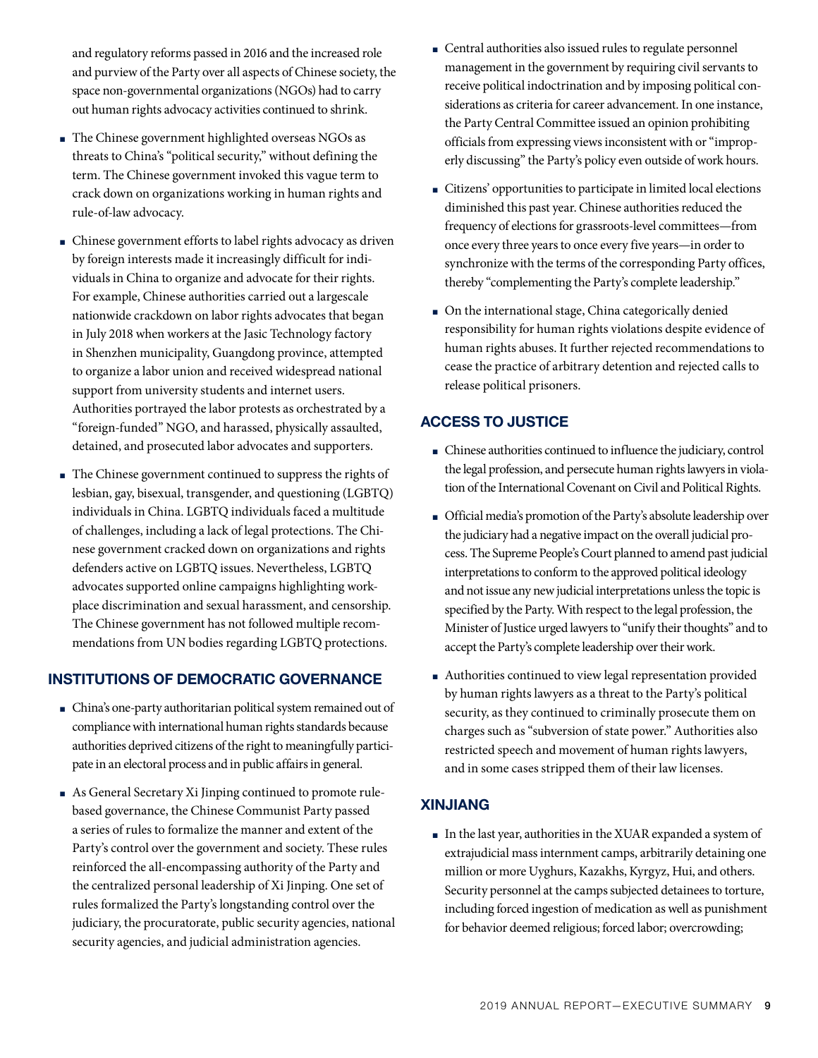and regulatory reforms passed in 2016 and the increased role and purview of the Party over all aspects of Chinese society, the space non-governmental organizations (NGOs) had to carry out human rights advocacy activities continued to shrink.

- The Chinese government highlighted overseas NGOs as threats to China's "political security," without defining the term. The Chinese government invoked this vague term to crack down on organizations working in human rights and rule-of-law advocacy.
- Chinese government efforts to label rights advocacy as driven by foreign interests made it increasingly difficult for individuals in China to organize and advocate for their rights. For example, Chinese authorities carried out a largescale nationwide crackdown on labor rights advocates that began in July 2018 when workers at the Jasic Technology factory in Shenzhen municipality, Guangdong province, attempted to organize a labor union and received widespread national support from university students and internet users. Authorities portrayed the labor protests as orchestrated by a "foreign-funded" NGO, and harassed, physically assaulted, detained, and prosecuted labor advocates and supporters.
- The Chinese government continued to suppress the rights of lesbian, gay, bisexual, transgender, and questioning (LGBTQ) individuals in China. LGBTQ individuals faced a multitude of challenges, including a lack of legal protections. The Chinese government cracked down on organizations and rights defenders active on LGBTQ issues. Nevertheless, LGBTQ advocates supported online campaigns highlighting workplace discrimination and sexual harassment, and censorship. The Chinese government has not followed multiple recommendations from UN bodies regarding LGBTQ protections.

## INSTITUTIONS OF DEMOCRATIC GOVERNANCE

- China's one-party authoritarian political system remained out of compliance with international human rights standards because authorities deprived citizens of the right to meaningfully participate in an electoral process and in public affairs in general.
- As General Secretary Xi Jinping continued to promote rule-based governance, the Chinese Communist Party passed a series of rules to formalize the manner and extent of the Party's control over the government and society. These rules reinforced the all-encompassing authority of the Party and the centralized personal leadership of Xi Jinping. One set of rules formalized the Party's longstanding control over the judiciary, the procuratorate, public security agencies, national security agencies, and judicial administration agencies.
- Central authorities also issued rules to regulate personnel management in the government by requiring civil servants to receive political indoctrination and by imposing political considerations as criteria for career advancement. In one instance, the Party Central Committee issued an opinion prohibiting officials from expressing views inconsistent with or "improperly discussing" the Party's policy even outside of work hours.
- Citizens' opportunities to participate in limited local elections diminished this past year. Chinese authorities reduced the frequency of elections for grassroots-level committees—from once every three years to once every five years—in order to synchronize with the terms of the corresponding Party offices, thereby "complementing the Party's complete leadership."
- On the international stage, China categorically denied responsibility for human rights violations despite evidence of human rights abuses. It further rejected recommendations to cease the practice of arbitrary detention and rejected calls to release political prisoners.

## ACCESS TO JUSTICE

- Chinese authorities continued to influence the judiciary, control the legal profession, and persecute human rights lawyers in violation of the International Covenant on Civil and Political Rights.
- Official media's promotion of the Party's absolute leadership over the judiciary had a negative impact on the overall judicial process. The Supreme People's Court planned to amend past judicial interpretations to conform to the approved political ideology and not issue any new judicial interpretations unless the topic is specified by the Party. With respect to the legal profession, the Minister of Justice urged lawyers to "unify their thoughts" and to accept the Party's complete leadership over their work.
- Authorities continued to view legal representation provided by human rights lawyers as a threat to the Party's political security, as they continued to criminally prosecute them on charges such as "subversion of state power." Authorities also restricted speech and movement of human rights lawyers, and in some cases stripped them of their law licenses.

## XINJIANG

- In the last year, authorities in the XUAR expanded a system of extrajudicial mass internment camps, arbitrarily detaining one million or more Uyghurs, Kazakhs, Kyrgyz, Hui, and others. Security personnel at the camps subjected detainees to torture, including forced ingestion of medication as well as punishment for behavior deemed religious; forced labor; overcrowding;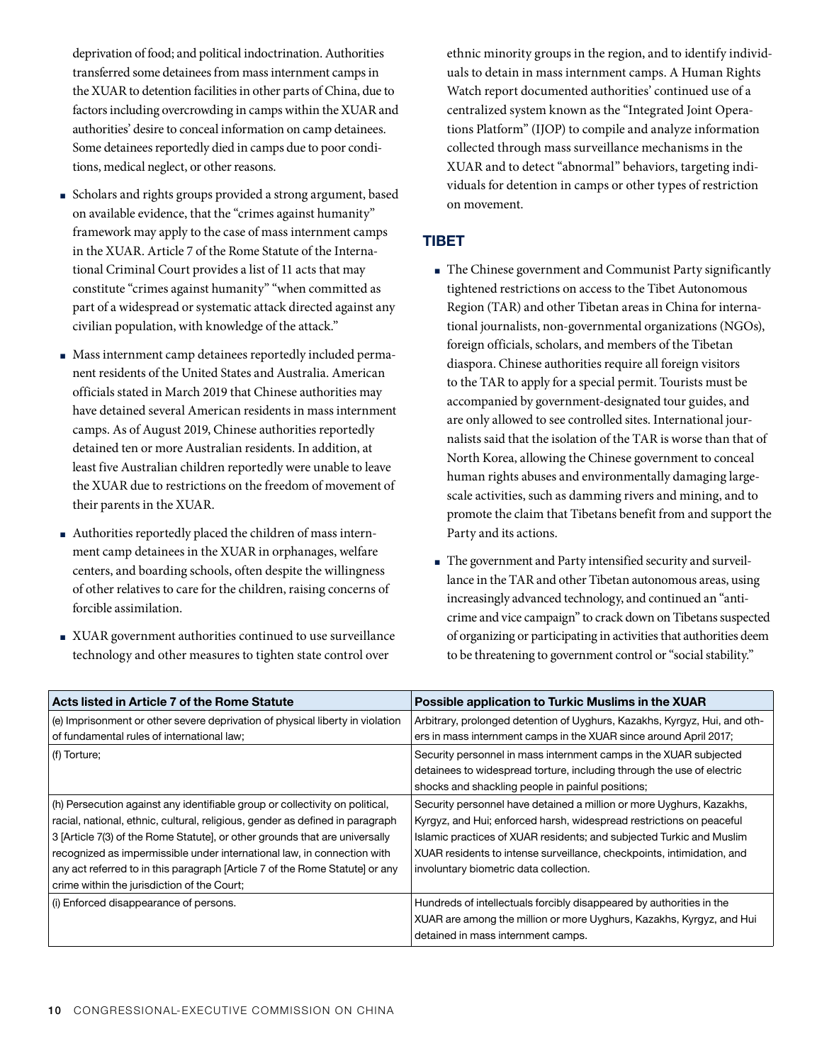deprivation of food; and political indoctrination. Authorities transferred some detainees from mass internment camps in the XUAR to detention facilities in other parts of China, due to factors including overcrowding in camps within the XUAR and authorities' desire to conceal information on camp detainees. Some detainees reportedly died in camps due to poor conditions, medical neglect, or other reasons.

- Scholars and rights groups provided a strong argument, based on available evidence, that the "crimes against humanity" framework may apply to the case of mass internment camps in the XUAR. Article 7 of the Rome Statute of the International Criminal Court provides a list of 11 acts that may constitute "crimes against humanity" "when committed as part of a widespread or systematic attack directed against any civilian population, with knowledge of the attack."
- Mass internment camp detainees reportedly included permanent residents of the United States and Australia. American officials stated in March 2019 that Chinese authorities may have detained several American residents in mass internment camps. As of August 2019, Chinese authorities reportedly detained ten or more Australian residents. In addition, at least five Australian children reportedly were unable to leave the XUAR due to restrictions on the freedom of movement of their parents in the XUAR.
- Authorities reportedly placed the children of mass internment camp detainees in the XUAR in orphanages, welfare centers, and boarding schools, often despite the willingness of other relatives to care for the children, raising concerns of forcible assimilation.
- XUAR government authorities continued to use surveillance technology and other measures to tighten state control over ethnic minority groups in the region, and to identify individuals to detain in mass internment camps. A Human Rights Watch report documented authorities' continued use of a centralized system known as the "Integrated Joint Operations Platform" (IJOP) to compile and analyze information collected through mass surveillance mechanisms in the XUAR and to detect "abnormal" behaviors, targeting individuals for detention in camps or other types of restriction on movement.

## TIBET

- The Chinese government and Communist Party significantly tightened restrictions on access to the Tibet Autonomous Region (TAR) and other Tibetan areas in China for international journalists, non-governmental organizations (NGOs), foreign officials, scholars, and members of the Tibetan diaspora. Chinese authorities require all foreign visitors to the TAR to apply for a special permit. Tourists must be accompanied by government-designated tour guides, and are only allowed to see controlled sites. International journalists said that the isolation of the TAR is worse than that of North Korea, allowing the Chinese government to conceal human rights abuses and environmentally damaging large-scale activities, such as damming rivers and mining, and to promote the claim that Tibetans benefit from and support the Party and its actions.
- The government and Party intensified security and surveillance in the TAR and other Tibetan autonomous areas, using increasingly advanced technology, and continued an "anti-crime and vice campaign" to crack down on Tibetans suspected of organizing or participating in activities that authorities deem to be threatening to government control or "social stability."

| Acts listed in Article 7 of the Rome Statute | Possible application to Turkic Muslims in the XUAR |
|---|---|
| (e) Imprisonment or other severe deprivation of physical liberty in violation of fundamental rules of international law; | Arbitrary, prolonged detention of Uyghurs, Kazakhs, Kyrgyz, Hui, and others in mass internment camps in the XUAR since around April 2017; |
| (f) Torture; | Security personnel in mass internment camps in the XUAR subjected detainees to widespread torture, including through the use of electric shocks and shackling people in painful positions; |
| (h) Persecution against any identifiable group or collectivity on political, racial, national, ethnic, cultural, religious, gender as defined in paragraph 3 [Article 7(3) of the Rome Statute], or other grounds that are universally recognized as impermissible under international law, in connection with any act referred to in this paragraph [Article 7 of the Rome Statute] or any crime within the jurisdiction of the Court; | Security personnel have detained a million or more Uyghurs, Kazakhs, Kyrgyz, and Hui; enforced harsh, widespread restrictions on peaceful Islamic practices of XUAR residents; and subjected Turkic and Muslim XUAR residents to intense surveillance, checkpoints, intimidation, and involuntary biometric data collection. |
| (i) Enforced disappearance of persons. | Hundreds of intellectuals forcibly disappeared by authorities in the XUAR are among the million or more Uyghurs, Kazakhs, Kyrgyz, and Hui detained in mass internment camps. |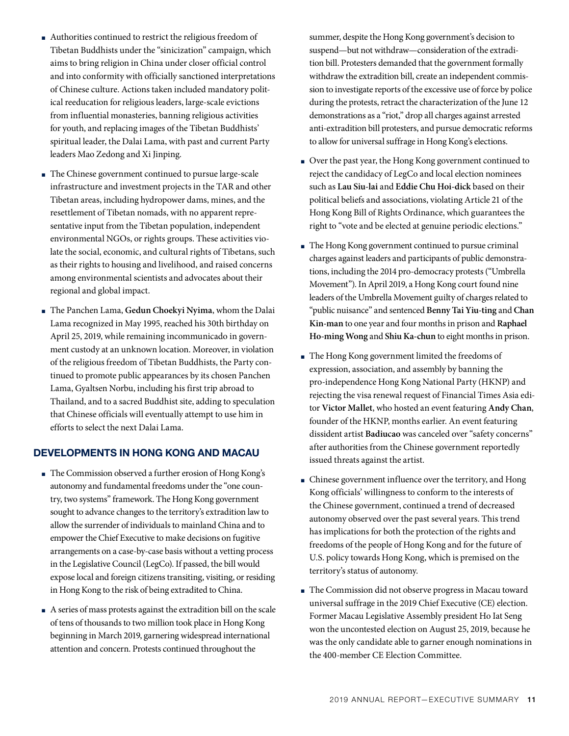- Authorities continued to restrict the religious freedom of Tibetan Buddhists under the "sinicization" campaign, which aims to bring religion in China under closer official control and into conformity with officially sanctioned interpretations of Chinese culture. Actions taken included mandatory political reeducation for religious leaders, large-scale evictions from influential monasteries, banning religious activities for youth, and replacing images of the Tibetan Buddhists' spiritual leader, the Dalai Lama, with past and current Party leaders Mao Zedong and Xi Jinping.
- The Chinese government continued to pursue large-scale infrastructure and investment projects in the TAR and other Tibetan areas, including hydropower dams, mines, and the resettlement of Tibetan nomads, with no apparent representative input from the Tibetan population, independent environmental NGOs, or rights groups. These activities violate the social, economic, and cultural rights of Tibetans, such as their rights to housing and livelihood, and raised concerns among environmental scientists and advocates about their regional and global impact.
- The Panchen Lama, **Gedun Choekyi Nyima**, whom the Dalai Lama recognized in May 1995, reached his 30th birthday on April 25, 2019, while remaining incommunicado in government custody at an unknown location. Moreover, in violation of the religious freedom of Tibetan Buddhists, the Party continued to promote public appearances by its chosen Panchen Lama, Gyaltsen Norbu, including his first trip abroad to Thailand, and to a sacred Buddhist site, adding to speculation that Chinese officials will eventually attempt to use him in efforts to select the next Dalai Lama.

## DEVELOPMENTS IN HONG KONG AND MACAU

- The Commission observed a further erosion of Hong Kong's autonomy and fundamental freedoms under the "one country, two systems" framework. The Hong Kong government sought to advance changes to the territory's extradition law to allow the surrender of individuals to mainland China and to empower the Chief Executive to make decisions on fugitive arrangements on a case-by-case basis without a vetting process in the Legislative Council (LegCo). If passed, the bill would expose local and foreign citizens transiting, visiting, or residing in Hong Kong to the risk of being extradited to China.
- A series of mass protests against the extradition bill on the scale of tens of thousands to two million took place in Hong Kong beginning in March 2019, garnering widespread international attention and concern. Protests continued throughout the summer, despite the Hong Kong government's decision to suspend—but not withdraw—consideration of the extradition bill. Protesters demanded that the government formally withdraw the extradition bill, create an independent commission to investigate reports of the excessive use of force by police during the protests, retract the characterization of the June 12 demonstrations as a "riot," drop all charges against arrested anti-extradition bill protesters, and pursue democratic reforms to allow for universal suffrage in Hong Kong's elections.
- Over the past year, the Hong Kong government continued to reject the candidacy of LegCo and local election nominees such as **Lau Siu-lai** and **Eddie Chu Hoi-dick** based on their political beliefs and associations, violating Article 21 of the Hong Kong Bill of Rights Ordinance, which guarantees the right to "vote and be elected at genuine periodic elections."
- The Hong Kong government continued to pursue criminal charges against leaders and participants of public demonstrations, including the 2014 pro-democracy protests ("Umbrella Movement"). In April 2019, a Hong Kong court found nine leaders of the Umbrella Movement guilty of charges related to "public nuisance" and sentenced **Benny Tai Yiu-ting** and **Chan Kin-man** to one year and four months in prison and **Raphael Ho-ming Wong** and **Shiu Ka-chun** to eight months in prison.
- The Hong Kong government limited the freedoms of expression, association, and assembly by banning the pro-independence Hong Kong National Party (HKNP) and rejecting the visa renewal request of Financial Times Asia editor **Victor Mallet**, who hosted an event featuring **Andy Chan**, founder of the HKNP, months earlier. An event featuring dissident artist **Badiucao** was canceled over "safety concerns" after authorities from the Chinese government reportedly issued threats against the artist.
- Chinese government influence over the territory, and Hong Kong officials' willingness to conform to the interests of the Chinese government, continued a trend of decreased autonomy observed over the past several years. This trend has implications for both the protection of the rights and freedoms of the people of Hong Kong and for the future of U.S. policy towards Hong Kong, which is premised on the territory's status of autonomy.
- The Commission did not observe progress in Macau toward universal suffrage in the 2019 Chief Executive (CE) election. Former Macau Legislative Assembly president Ho Iat Seng won the uncontested election on August 25, 2019, because he was the only candidate able to garner enough nominations in the 400-member CE Election Committee.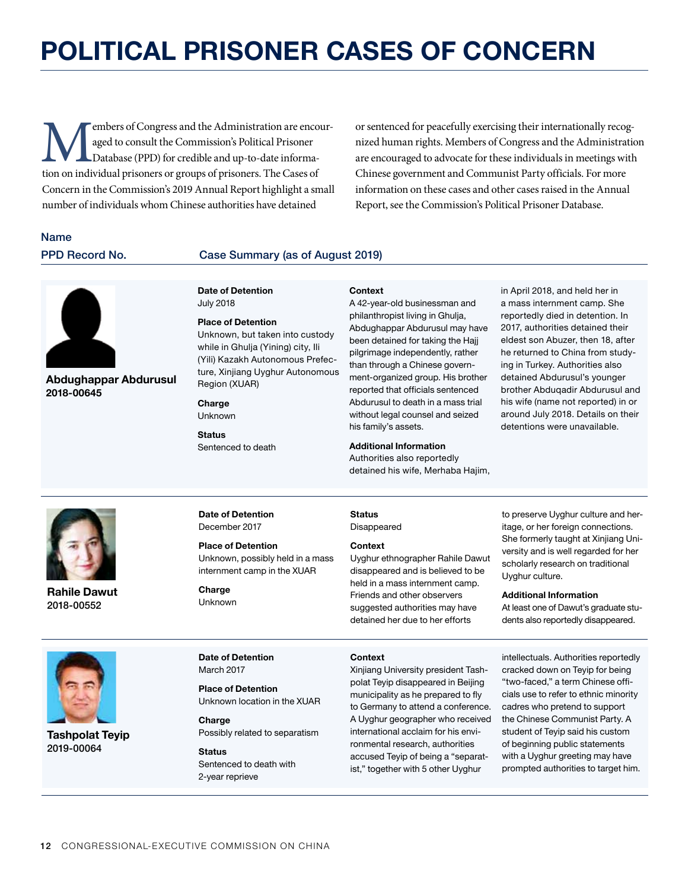# POLITICAL PRISONER CASES OF CONCERN

Members of Congress and the Administration are encouraged to consult the Commission's Political Prisoner Database (PPD) for credible and up-to-date information on individual prisoners or groups of prisoners. The Cases of Concern in the Commission's 2019 Annual Report highlight a small number of individuals whom Chinese authorities have detained or sentenced for peacefully exercising their internationally recognized human rights. Members of Congress and the Administration are encouraged to advocate for these individuals in meetings with Chinese government and Communist Party officials. For more information on these cases and other cases raised in the Annual Report, see the Commission's Political Prisoner Database.

| Name / PPD Record No. | Case Summary (as of August 2019) |
|---|---|
| **Abdughappar Abdurusul** 2018-00645 | **Date of Detention** July 2018<br>**Place of Detention** Unknown, but taken into custody while in Ghulja (Yining) city, Ili (Yili) Kazakh Autonomous Prefecture, Xinjiang Uyghur Autonomous Region (XUAR)<br>**Charge** Unknown<br>**Status** Sentenced to death<br>**Context** A 42-year-old businessman and philanthropist living in Ghulja, Abdughappar Abdurusul may have been detained for taking the Hajj pilgrimage independently, rather than through a Chinese government-organized group. His brother reported that officials sentenced Abdurusul to death in a mass trial without legal counsel and seized his family's assets.<br>**Additional Information** Authorities also reportedly detained his wife, Merhaba Hajim, in April 2018, and held her in a mass internment camp. She reportedly died in detention. In 2017, authorities detained their eldest son Abuzer, then 18, after he returned to China from studying in Turkey. Authorities also detained Abdurusul's younger brother Abduqadir Abdurusul and his wife (name not reported) in or around July 2018. Details on their detentions were unavailable. |
| **Rahile Dawut** 2018-00552 | **Date of Detention** December 2017<br>**Place of Detention** Unknown, possibly held in a mass internment camp in the XUAR<br>**Charge** Unknown<br>**Status** Disappeared<br>**Context** Uyghur ethnographer Rahile Dawut disappeared and is believed to be held in a mass internment camp. Friends and other observers suggested authorities may have detained her due to her efforts to preserve Uyghur culture and heritage, or her foreign connections. She formerly taught at Xinjiang University and is well regarded for her scholarly research on traditional Uyghur culture.<br>**Additional Information** At least one of Dawut's graduate students also reportedly disappeared. |
| **Tashpolat Teyip** 2019-00064 | **Date of Detention** March 2017<br>**Place of Detention** Unknown location in the XUAR<br>**Charge** Possibly related to separatism<br>**Status** Sentenced to death with 2-year reprieve<br>**Context** Xinjiang University president Tashpolat Teyip disappeared in Beijing municipality as he prepared to fly to Germany to attend a conference. A Uyghur geographer who received international acclaim for his environmental research, authorities accused Teyip of being a "separatist," together with 5 other Uyghur intellectuals. Authorities reportedly cracked down on Teyip for being "two-faced," a term Chinese officials use to refer to ethnic minority cadres who pretend to support the Chinese Communist Party. A student of Teyip said his custom of beginning public statements with a Uyghur greeting may have prompted authorities to target him. |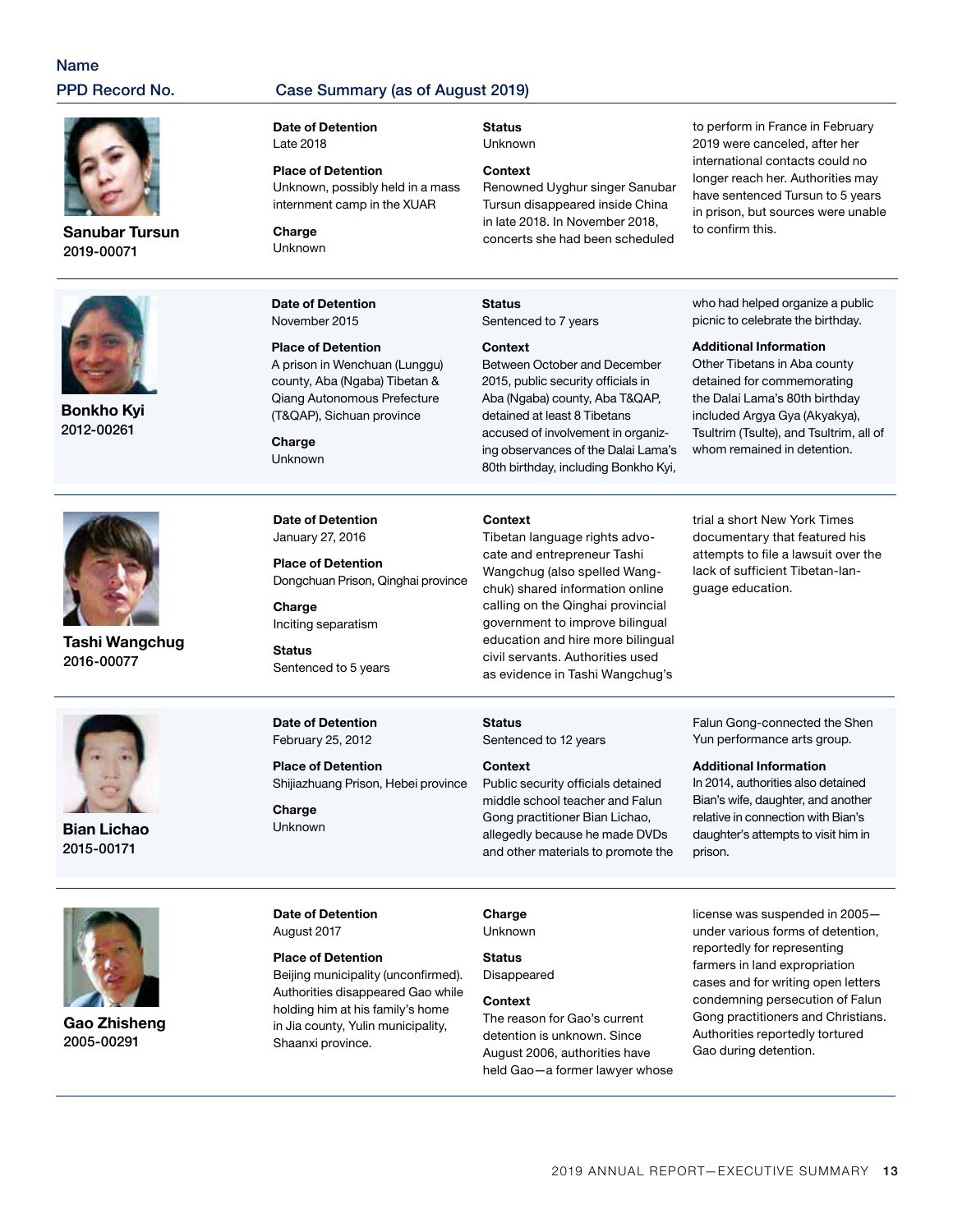| Name<br>PPD Record No. | Case Summary (as of August 2019) |
|---|---|
| **Sanubar Tursun**<br>2019-00071 | **Date of Detention**<br>Late 2018<br><br>**Place of Detention**<br>Unknown, possibly held in a mass internment camp in the XUAR<br><br>**Charge**<br>Unknown<br><br>**Status**<br>Unknown<br><br>**Context**<br>Renowned Uyghur singer Sanubar Tursun disappeared inside China in late 2018. In November 2018, concerts she had been scheduled to perform in France in February 2019 were canceled, after her international contacts could no longer reach her. Authorities may have sentenced Tursun to 5 years in prison, but sources were unable to confirm this. |
| **Bonkho Kyi**<br>2012-00261 | **Date of Detention**<br>November 2015<br><br>**Place of Detention**<br>A prison in Wenchuan (Lunggu) county, Aba (Ngaba) Tibetan & Qiang Autonomous Prefecture (T&QAP), Sichuan province<br><br>**Charge**<br>Unknown<br><br>**Status**<br>Sentenced to 7 years<br><br>**Context**<br>Between October and December 2015, public security officials in Aba (Ngaba) county, Aba T&QAP, detained at least 8 Tibetans accused of involvement in organizing observances of the Dalai Lama's 80th birthday, including Bonkho Kyi, who had helped organize a public picnic to celebrate the birthday.<br><br>**Additional Information**<br>Other Tibetans in Aba county detained for commemorating the Dalai Lama's 80th birthday included Argya Gya (Akyakya), Tsultrim (Tsulte), and Tsultrim, all of whom remained in detention. |
| **Tashi Wangchug**<br>2016-00077 | **Date of Detention**<br>January 27, 2016<br><br>**Place of Detention**<br>Dongchuan Prison, Qinghai province<br><br>**Charge**<br>Inciting separatism<br><br>**Status**<br>Sentenced to 5 years<br><br>**Context**<br>Tibetan language rights advocate and entrepreneur Tashi Wangchug (also spelled Wangchuk) shared information online calling on the Qinghai provincial government to improve bilingual education and hire more bilingual civil servants. Authorities used as evidence in Tashi Wangchug's trial a short New York Times documentary that featured his attempts to file a lawsuit over the lack of sufficient Tibetan-language education. |
| **Bian Lichao**<br>2015-00171 | **Date of Detention**<br>February 25, 2012<br><br>**Place of Detention**<br>Shijiazhuang Prison, Hebei province<br><br>**Charge**<br>Unknown<br><br>**Status**<br>Sentenced to 12 years<br><br>**Context**<br>Public security officials detained middle school teacher and Falun Gong practitioner Bian Lichao, allegedly because he made DVDs and other materials to promote the Falun Gong-connected the Shen Yun performance arts group.<br><br>**Additional Information**<br>In 2014, authorities also detained Bian's wife, daughter, and another relative in connection with Bian's daughter's attempts to visit him in prison. |
| **Gao Zhisheng**<br>2005-00291 | **Date of Detention**<br>August 2017<br><br>**Place of Detention**<br>Beijing municipality (unconfirmed). Authorities disappeared Gao while holding him at his family's home in Jia county, Yulin municipality, Shaanxi province.<br><br>**Charge**<br>Unknown<br><br>**Status**<br>Disappeared<br><br>**Context**<br>The reason for Gao's current detention is unknown. Since August 2006, authorities have held Gao—a former lawyer whose license was suspended in 2005—under various forms of detention, reportedly for representing farmers in land expropriation cases and for writing open letters condemning persecution of Falun Gong practitioners and Christians. Authorities reportedly tortured Gao during detention. |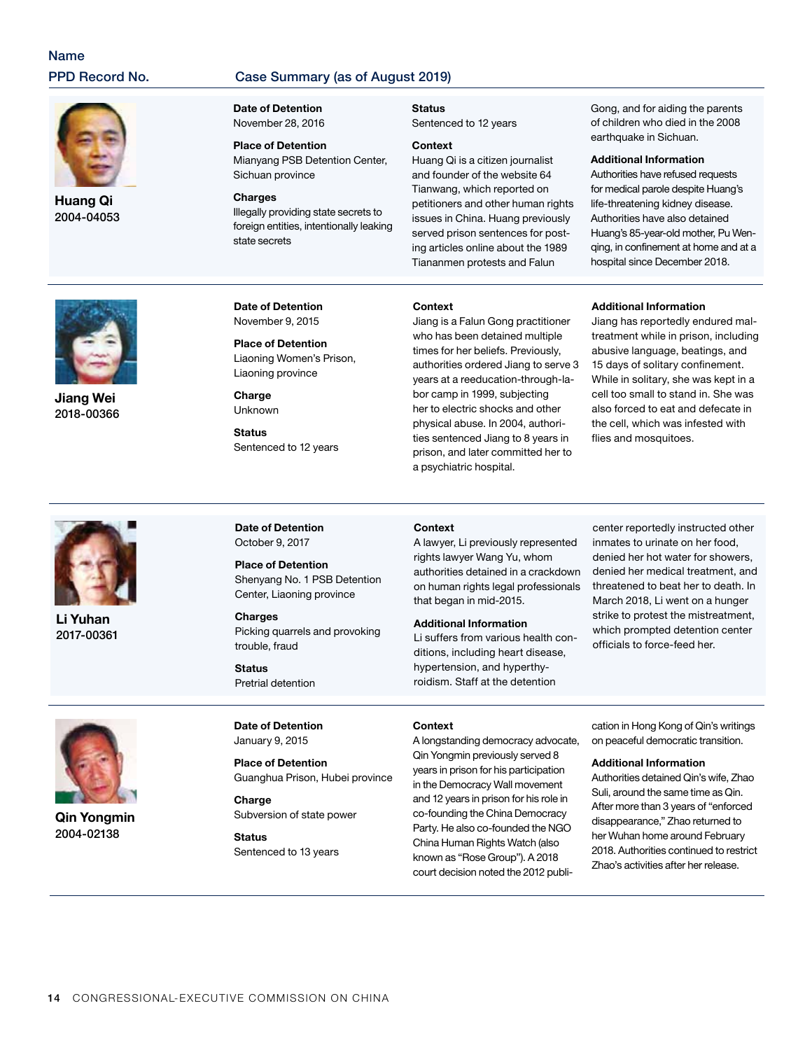| Name<br>PPD Record No. | Case Summary (as of August 2019) | | |
|---|---|---|---|
| **Huang Qi**<br>2004-04053 | **Date of Detention**<br>November 28, 2016<br><br>**Place of Detention**<br>Mianyang PSB Detention Center, Sichuan province<br><br>**Charges**<br>Illegally providing state secrets to foreign entities, intentionally leaking state secrets | **Status**<br>Sentenced to 12 years<br><br>**Context**<br>Huang Qi is a citizen journalist and founder of the website 64 Tianwang, which reported on petitioners and other human rights issues in China. Huang previously served prison sentences for posting articles online about the 1989 Tiananmen protests and Falun Gong, and for aiding the parents of children who died in the 2008 earthquake in Sichuan. | **Additional Information**<br>Authorities have refused requests for medical parole despite Huang's life-threatening kidney disease. Authorities have also detained Huang's 85-year-old mother, Pu Wenqing, in confinement at home and at a hospital since December 2018. |
| **Jiang Wei**<br>2018-00366 | **Date of Detention**<br>November 9, 2015<br><br>**Place of Detention**<br>Liaoning Women's Prison, Liaoning province<br><br>**Charge**<br>Unknown<br><br>**Status**<br>Sentenced to 12 years | **Context**<br>Jiang is a Falun Gong practitioner who has been detained multiple times for her beliefs. Previously, authorities ordered Jiang to serve 3 years at a reeducation-through-labor camp in 1999, subjecting her to electric shocks and other physical abuse. In 2004, authorities sentenced Jiang to 8 years in prison, and later committed her to a psychiatric hospital. | **Additional Information**<br>Jiang has reportedly endured mal-treatment while in prison, including abusive language, beatings, and 15 days of solitary confinement. While in solitary, she was kept in a cell too small to stand in. She was also forced to eat and defecate in the cell, which was infested with flies and mosquitoes. |
| **Li Yuhan**<br>2017-00361 | **Date of Detention**<br>October 9, 2017<br><br>**Place of Detention**<br>Shenyang No. 1 PSB Detention Center, Liaoning province<br><br>**Charges**<br>Picking quarrels and provoking trouble, fraud<br><br>**Status**<br>Pretrial detention | **Context**<br>A lawyer, Li previously represented rights lawyer Wang Yu, whom authorities detained in a crackdown on human rights legal professionals that began in mid-2015.<br><br>**Additional Information**<br>Li suffers from various health conditions, including heart disease, hypertension, and hyperthyroidism. Staff at the detention center reportedly instructed other inmates to urinate on her food, denied her hot water for showers, denied her medical treatment, and threatened to beat her to death. In March 2018, Li went on a hunger strike to protest the mistreatment, which prompted detention center officials to force-feed her. | |
| **Qin Yongmin**<br>2004-02138 | **Date of Detention**<br>January 9, 2015<br><br>**Place of Detention**<br>Guanghua Prison, Hubei province<br><br>**Charge**<br>Subversion of state power<br><br>**Status**<br>Sentenced to 13 years | **Context**<br>A longstanding democracy advocate, Qin Yongmin previously served 8 years in prison for his participation in the Democracy Wall movement and 12 years in prison for his role in co-founding the China Democracy Party. He also co-founded the NGO China Human Rights Watch (also known as "Rose Group"). A 2018 court decision noted the 2012 publication in Hong Kong of Qin's writings on peaceful democratic transition. | **Additional Information**<br>Authorities detained Qin's wife, Zhao Suli, around the same time as Qin. After more than 3 years of "enforced disappearance," Zhao returned to her Wuhan home around February 2018. Authorities continued to restrict Zhao's activities after her release. |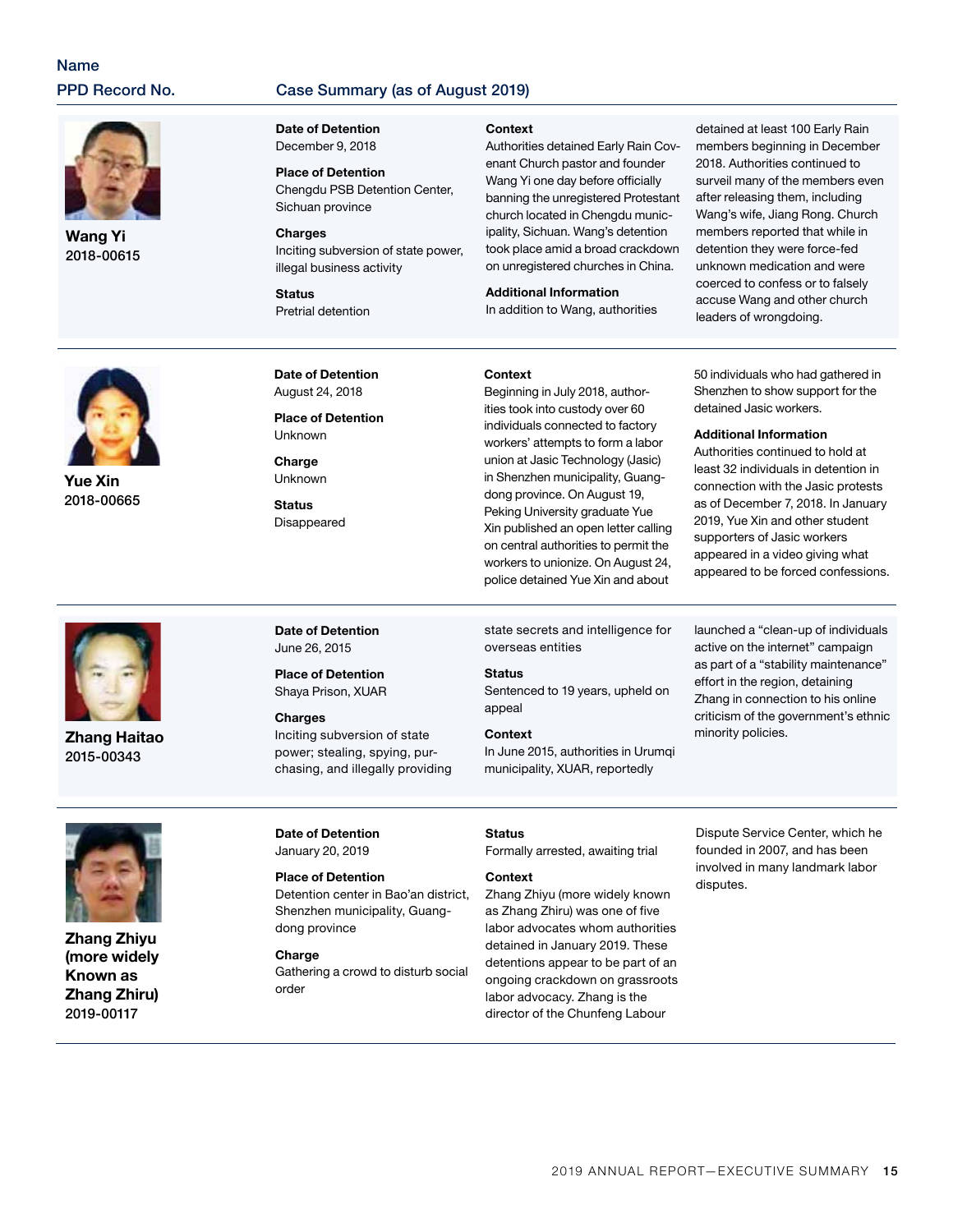| Name<br>PPD Record No. | Case Summary (as of August 2019) |
|---|---|
| **Wang Yi**<br>2018-00615 | **Date of Detention**<br>December 9, 2018<br><br>**Place of Detention**<br>Chengdu PSB Detention Center, Sichuan province<br><br>**Charges**<br>Inciting subversion of state power, illegal business activity<br><br>**Status**<br>Pretrial detention<br><br>**Context**<br>Authorities detained Early Rain Covenant Church pastor and founder Wang Yi one day before officially banning the unregistered Protestant church located in Chengdu municipality, Sichuan. Wang's detention took place amid a broad crackdown on unregistered churches in China.<br><br>**Additional Information**<br>In addition to Wang, authorities detained at least 100 Early Rain members beginning in December 2018. Authorities continued to surveil many of the members even after releasing them, including Wang's wife, Jiang Rong. Church members reported that while in detention they were force-fed unknown medication and were coerced to confess or to falsely accuse Wang and other church leaders of wrongdoing. |
| **Yue Xin**<br>2018-00665 | **Date of Detention**<br>August 24, 2018<br><br>**Place of Detention**<br>Unknown<br><br>**Charge**<br>Unknown<br><br>**Status**<br>Disappeared<br><br>**Context**<br>Beginning in July 2018, authorities took into custody over 60 individuals connected to factory workers' attempts to form a labor union at Jasic Technology (Jasic) in Shenzhen municipality, Guangdong province. On August 19, Peking University graduate Yue Xin published an open letter calling on central authorities to permit the workers to unionize. On August 24, police detained Yue Xin and about 50 individuals who had gathered in Shenzhen to show support for the detained Jasic workers.<br><br>**Additional Information**<br>Authorities continued to hold at least 32 individuals in detention in connection with the Jasic protests as of December 7, 2018. In January 2019, Yue Xin and other student supporters of Jasic workers appeared in a video giving what appeared to be forced confessions. |
| **Zhang Haitao**<br>2015-00343 | **Date of Detention**<br>June 26, 2015<br><br>**Place of Detention**<br>Shaya Prison, XUAR<br><br>**Charges**<br>Inciting subversion of state power; stealing, spying, purchasing, and illegally providing state secrets and intelligence for overseas entities<br><br>**Status**<br>Sentenced to 19 years, upheld on appeal<br><br>**Context**<br>In June 2015, authorities in Urumqi municipality, XUAR, reportedly launched a "clean-up of individuals active on the internet" campaign as part of a "stability maintenance" effort in the region, detaining Zhang in connection to his online criticism of the government's ethnic minority policies. |
| **Zhang Zhiyu (more widely Known as Zhang Zhiru)**<br>2019-00117 | **Date of Detention**<br>January 20, 2019<br><br>**Place of Detention**<br>Detention center in Bao'an district, Shenzhen municipality, Guangdong province<br><br>**Charge**<br>Gathering a crowd to disturb social order<br><br>**Status**<br>Formally arrested, awaiting trial<br><br>**Context**<br>Zhang Zhiyu (more widely known as Zhang Zhiru) was one of five labor advocates whom authorities detained in January 2019. These detentions appear to be part of an ongoing crackdown on grassroots labor advocacy. Zhang is the director of the Chunfeng Labour Dispute Service Center, which he founded in 2007, and has been involved in many landmark labor disputes. |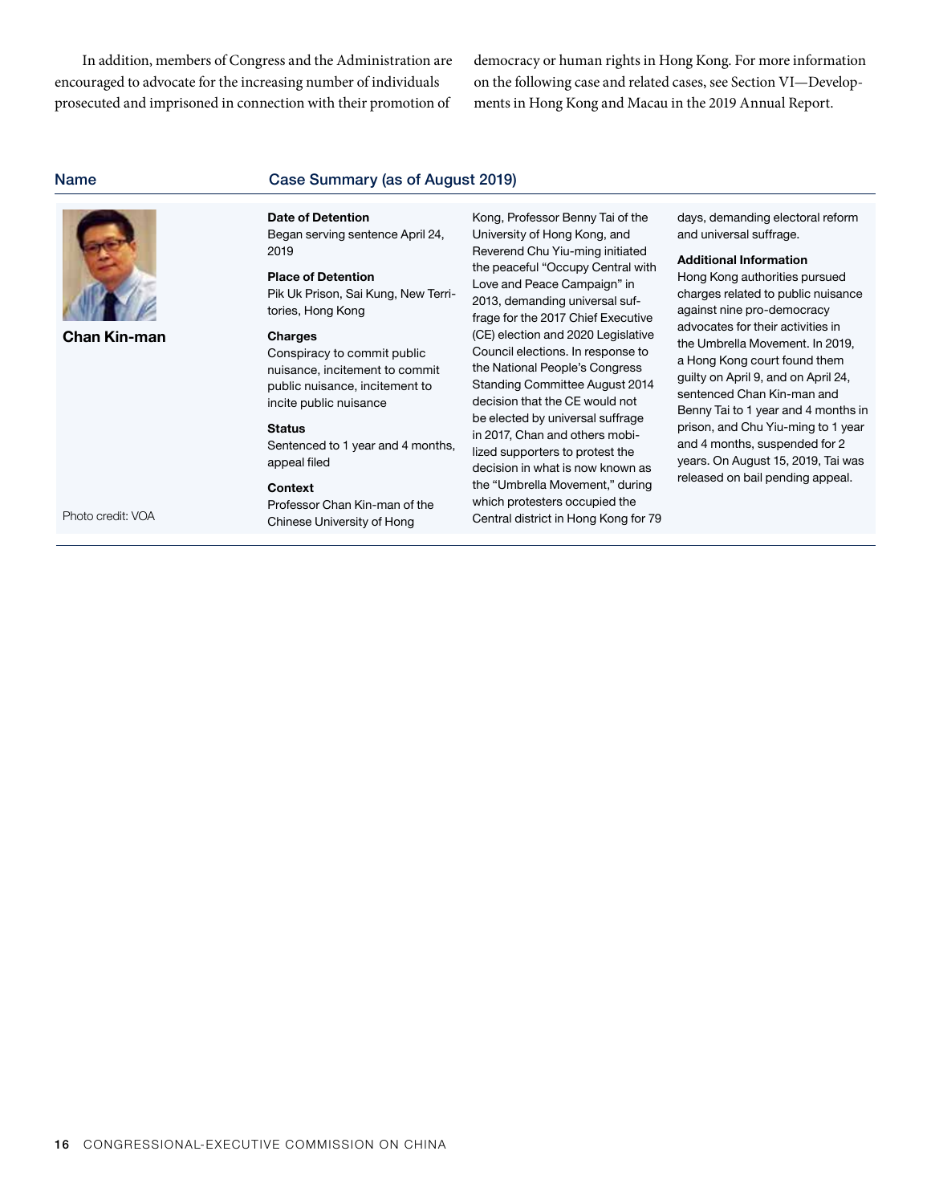In addition, members of Congress and the Administration are encouraged to advocate for the increasing number of individuals prosecuted and imprisoned in connection with their promotion of democracy or human rights in Hong Kong. For more information on the following case and related cases, see Section VI—Developments in Hong Kong and Macau in the 2019 Annual Report.

| Name | Case Summary (as of August 2019) |
| --- | --- |
| **Chan Kin-man**<br><br>Photo credit: VOA | **Date of Detention**<br>Began serving sentence April 24, 2019<br><br>**Place of Detention**<br>Pik Uk Prison, Sai Kung, New Territories, Hong Kong<br><br>**Charges**<br>Conspiracy to commit public nuisance, incitement to commit public nuisance, incitement to incite public nuisance<br><br>**Status**<br>Sentenced to 1 year and 4 months, appeal filed<br><br>**Context**<br>Professor Chan Kin-man of the Chinese University of Hong Kong, Professor Benny Tai of the University of Hong Kong, and Reverend Chu Yiu-ming initiated the peaceful "Occupy Central with Love and Peace Campaign" in 2013, demanding universal suffrage for the 2017 Chief Executive (CE) election and 2020 Legislative Council elections. In response to the National People's Congress Standing Committee August 2014 decision that the CE would not be elected by universal suffrage in 2017, Chan and others mobilized supporters to protest the decision in what is now known as the "Umbrella Movement," during which protesters occupied the Central district in Hong Kong for 79 days, demanding electoral reform and universal suffrage.<br><br>**Additional Information**<br>Hong Kong authorities pursued charges related to public nuisance against nine pro-democracy advocates for their activities in the Umbrella Movement. In 2019, a Hong Kong court found them guilty on April 9, and on April 24, sentenced Chan Kin-man and Benny Tai to 1 year and 4 months in prison, and Chu Yiu-ming to 1 year and 4 months, suspended for 2 years. On August 15, 2019, Tai was released on bail pending appeal. |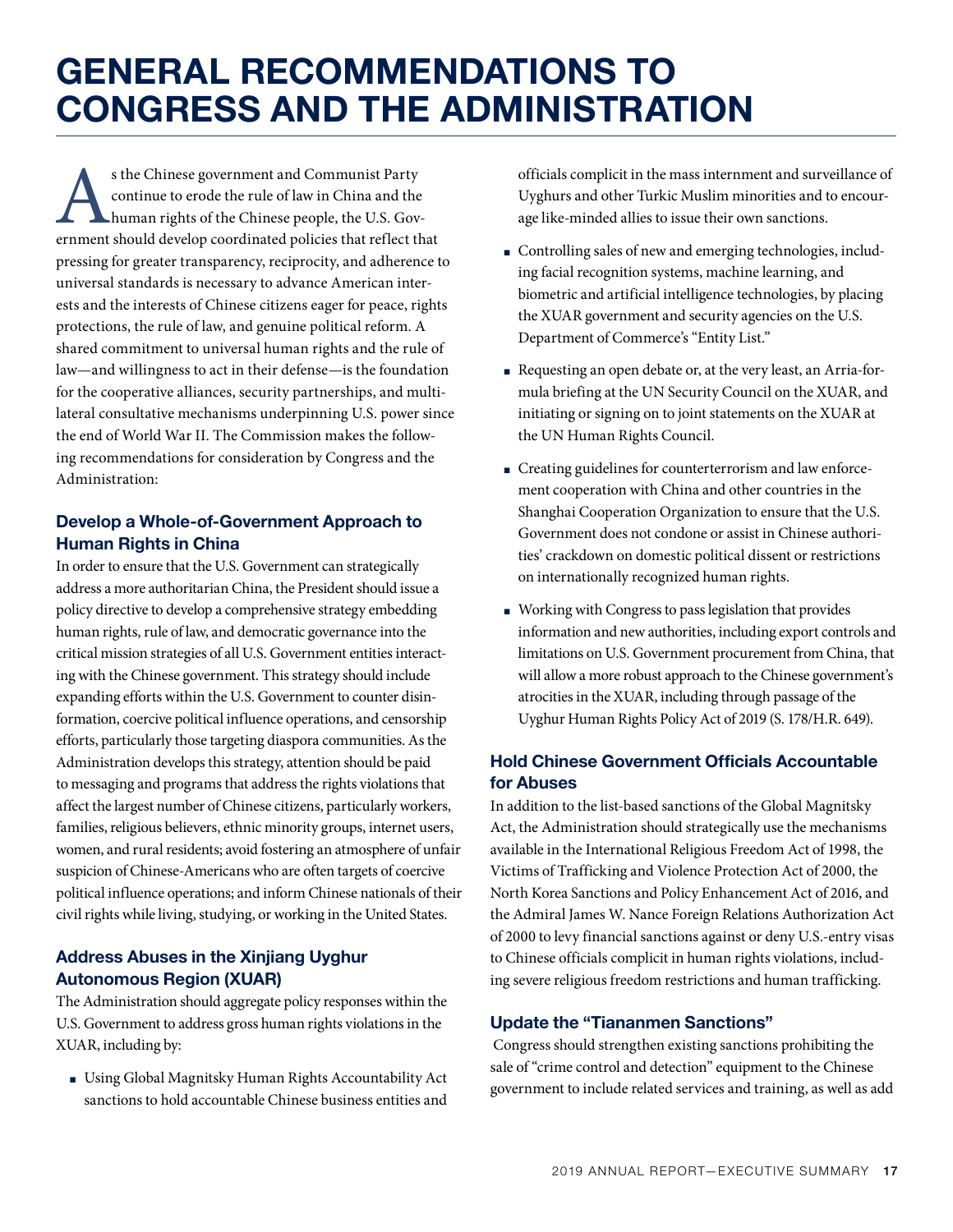# GENERAL RECOMMENDATIONS TO CONGRESS AND THE ADMINISTRATION

As the Chinese government and Communist Party continue to erode the rule of law in China and the human rights of the Chinese people, the U.S. Government should develop coordinated policies that reflect that pressing for greater transparency, reciprocity, and adherence to universal standards is necessary to advance American interests and the interests of Chinese citizens eager for peace, rights protections, the rule of law, and genuine political reform. A shared commitment to universal human rights and the rule of law—and willingness to act in their defense—is the foundation for the cooperative alliances, security partnerships, and multilateral consultative mechanisms underpinning U.S. power since the end of World War II. The Commission makes the following recommendations for consideration by Congress and the Administration:

### Develop a Whole-of-Government Approach to Human Rights in China

In order to ensure that the U.S. Government can strategically address a more authoritarian China, the President should issue a policy directive to develop a comprehensive strategy embedding human rights, rule of law, and democratic governance into the critical mission strategies of all U.S. Government entities interacting with the Chinese government. This strategy should include expanding efforts within the U.S. Government to counter disinformation, coercive political influence operations, and censorship efforts, particularly those targeting diaspora communities. As the Administration develops this strategy, attention should be paid to messaging and programs that address the rights violations that affect the largest number of Chinese citizens, particularly workers, families, religious believers, ethnic minority groups, internet users, women, and rural residents; avoid fostering an atmosphere of unfair suspicion of Chinese-Americans who are often targets of coercive political influence operations; and inform Chinese nationals of their civil rights while living, studying, or working in the United States.

### Address Abuses in the Xinjiang Uyghur Autonomous Region (XUAR)

The Administration should aggregate policy responses within the U.S. Government to address gross human rights violations in the XUAR, including by:

- Using Global Magnitsky Human Rights Accountability Act sanctions to hold accountable Chinese business entities and officials complicit in the mass internment and surveillance of Uyghurs and other Turkic Muslim minorities and to encourage like-minded allies to issue their own sanctions.
- Controlling sales of new and emerging technologies, including facial recognition systems, machine learning, and biometric and artificial intelligence technologies, by placing the XUAR government and security agencies on the U.S. Department of Commerce's "Entity List."
- Requesting an open debate or, at the very least, an Arria-formula briefing at the UN Security Council on the XUAR, and initiating or signing on to joint statements on the XUAR at the UN Human Rights Council.
- Creating guidelines for counterterrorism and law enforcement cooperation with China and other countries in the Shanghai Cooperation Organization to ensure that the U.S. Government does not condone or assist in Chinese authorities' crackdown on domestic political dissent or restrictions on internationally recognized human rights.
- Working with Congress to pass legislation that provides information and new authorities, including export controls and limitations on U.S. Government procurement from China, that will allow a more robust approach to the Chinese government's atrocities in the XUAR, including through passage of the Uyghur Human Rights Policy Act of 2019 (S. 178/H.R. 649).

### Hold Chinese Government Officials Accountable for Abuses

In addition to the list-based sanctions of the Global Magnitsky Act, the Administration should strategically use the mechanisms available in the International Religious Freedom Act of 1998, the Victims of Trafficking and Violence Protection Act of 2000, the North Korea Sanctions and Policy Enhancement Act of 2016, and the Admiral James W. Nance Foreign Relations Authorization Act of 2000 to levy financial sanctions against or deny U.S.-entry visas to Chinese officials complicit in human rights violations, including severe religious freedom restrictions and human trafficking.

### Update the "Tiananmen Sanctions"

Congress should strengthen existing sanctions prohibiting the sale of "crime control and detection" equipment to the Chinese government to include related services and training, as well as add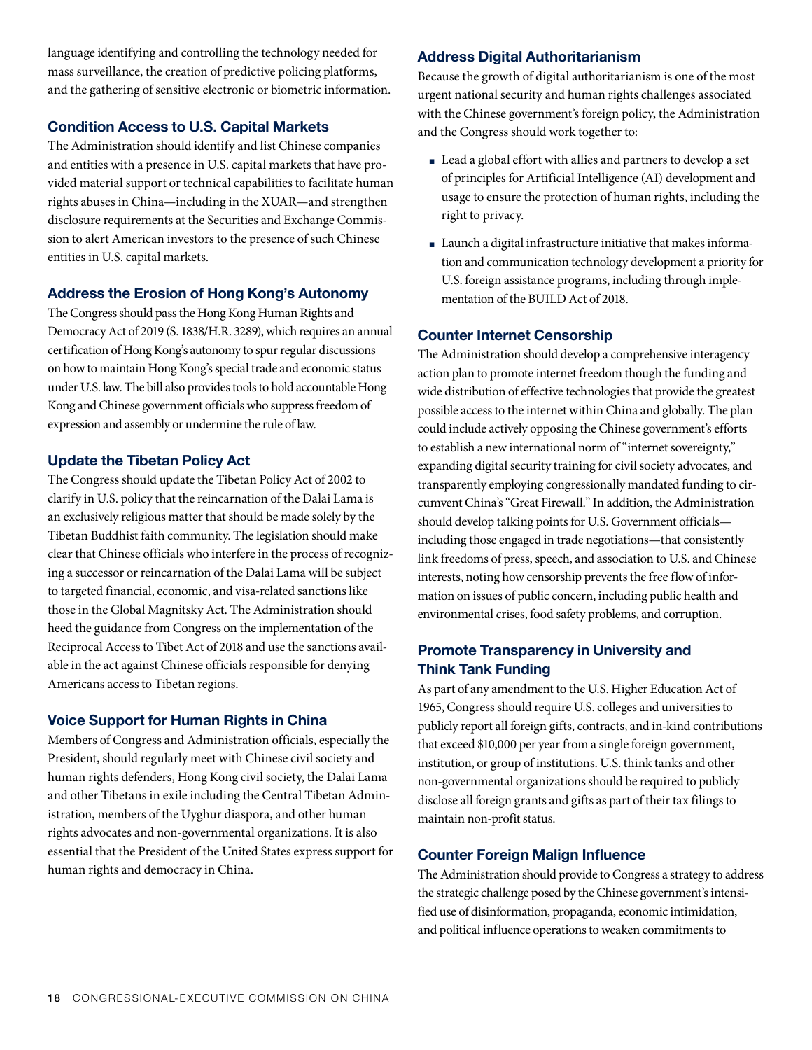language identifying and controlling the technology needed for mass surveillance, the creation of predictive policing platforms, and the gathering of sensitive electronic or biometric information.

### Condition Access to U.S. Capital Markets

The Administration should identify and list Chinese companies and entities with a presence in U.S. capital markets that have provided material support or technical capabilities to facilitate human rights abuses in China—including in the XUAR—and strengthen disclosure requirements at the Securities and Exchange Commission to alert American investors to the presence of such Chinese entities in U.S. capital markets.

### Address the Erosion of Hong Kong's Autonomy

The Congress should pass the Hong Kong Human Rights and Democracy Act of 2019 (S. 1838/H.R. 3289), which requires an annual certification of Hong Kong's autonomy to spur regular discussions on how to maintain Hong Kong's special trade and economic status under U.S. law. The bill also provides tools to hold accountable Hong Kong and Chinese government officials who suppress freedom of expression and assembly or undermine the rule of law.

### Update the Tibetan Policy Act

The Congress should update the Tibetan Policy Act of 2002 to clarify in U.S. policy that the reincarnation of the Dalai Lama is an exclusively religious matter that should be made solely by the Tibetan Buddhist faith community. The legislation should make clear that Chinese officials who interfere in the process of recognizing a successor or reincarnation of the Dalai Lama will be subject to targeted financial, economic, and visa-related sanctions like those in the Global Magnitsky Act. The Administration should heed the guidance from Congress on the implementation of the Reciprocal Access to Tibet Act of 2018 and use the sanctions available in the act against Chinese officials responsible for denying Americans access to Tibetan regions.

### Voice Support for Human Rights in China

Members of Congress and Administration officials, especially the President, should regularly meet with Chinese civil society and human rights defenders, Hong Kong civil society, the Dalai Lama and other Tibetans in exile including the Central Tibetan Administration, members of the Uyghur diaspora, and other human rights advocates and non-governmental organizations. It is also essential that the President of the United States express support for human rights and democracy in China.

### Address Digital Authoritarianism

Because the growth of digital authoritarianism is one of the most urgent national security and human rights challenges associated with the Chinese government's foreign policy, the Administration and the Congress should work together to:

- Lead a global effort with allies and partners to develop a set of principles for Artificial Intelligence (AI) development and usage to ensure the protection of human rights, including the right to privacy.
- Launch a digital infrastructure initiative that makes information and communication technology development a priority for U.S. foreign assistance programs, including through implementation of the BUILD Act of 2018.

### Counter Internet Censorship

The Administration should develop a comprehensive interagency action plan to promote internet freedom though the funding and wide distribution of effective technologies that provide the greatest possible access to the internet within China and globally. The plan could include actively opposing the Chinese government's efforts to establish a new international norm of "internet sovereignty," expanding digital security training for civil society advocates, and transparently employing congressionally mandated funding to circumvent China's "Great Firewall." In addition, the Administration should develop talking points for U.S. Government officials—including those engaged in trade negotiations—that consistently link freedoms of press, speech, and association to U.S. and Chinese interests, noting how censorship prevents the free flow of information on issues of public concern, including public health and environmental crises, food safety problems, and corruption.

### Promote Transparency in University and Think Tank Funding

As part of any amendment to the U.S. Higher Education Act of 1965, Congress should require U.S. colleges and universities to publicly report all foreign gifts, contracts, and in-kind contributions that exceed $10,000 per year from a single foreign government, institution, or group of institutions. U.S. think tanks and other non-governmental organizations should be required to publicly disclose all foreign grants and gifts as part of their tax filings to maintain non-profit status.

### Counter Foreign Malign Influence

The Administration should provide to Congress a strategy to address the strategic challenge posed by the Chinese government's intensified use of disinformation, propaganda, economic intimidation, and political influence operations to weaken commitments to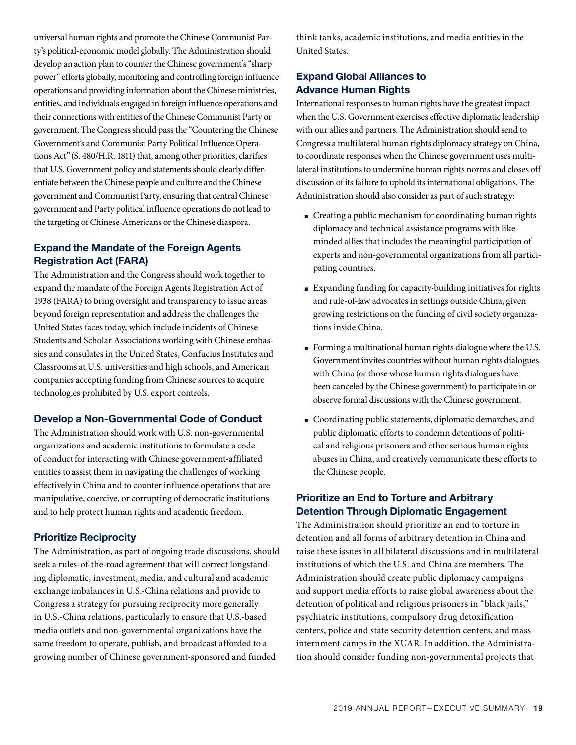universal human rights and promote the Chinese Communist Party's political-economic model globally. The Administration should develop an action plan to counter the Chinese government's "sharp power" efforts globally, monitoring and controlling foreign influence operations and providing information about the Chinese ministries, entities, and individuals engaged in foreign influence operations and their connections with entities of the Chinese Communist Party or government. The Congress should pass the "Countering the Chinese Government's and Communist Party Political Influence Operations Act" (S. 480/H.R. 1811) that, among other priorities, clarifies that U.S. Government policy and statements should clearly differentiate between the Chinese people and culture and the Chinese government and Communist Party, ensuring that central Chinese government and Party political influence operations do not lead to the targeting of Chinese-Americans or the Chinese diaspora.

### Expand the Mandate of the Foreign Agents Registration Act (FARA)

The Administration and the Congress should work together to expand the mandate of the Foreign Agents Registration Act of 1938 (FARA) to bring oversight and transparency to issue areas beyond foreign representation and address the challenges the United States faces today, which include incidents of Chinese Students and Scholar Associations working with Chinese embassies and consulates in the United States, Confucius Institutes and Classrooms at U.S. universities and high schools, and American companies accepting funding from Chinese sources to acquire technologies prohibited by U.S. export controls.

### Develop a Non-Governmental Code of Conduct

The Administration should work with U.S. non-governmental organizations and academic institutions to formulate a code of conduct for interacting with Chinese government-affiliated entities to assist them in navigating the challenges of working effectively in China and to counter influence operations that are manipulative, coercive, or corrupting of democratic institutions and to help protect human rights and academic freedom.

### Prioritize Reciprocity

The Administration, as part of ongoing trade discussions, should seek a rules-of-the-road agreement that will correct longstanding diplomatic, investment, media, and cultural and academic exchange imbalances in U.S.-China relations and provide to Congress a strategy for pursuing reciprocity more generally in U.S.-China relations, particularly to ensure that U.S.-based media outlets and non-governmental organizations have the same freedom to operate, publish, and broadcast afforded to a growing number of Chinese government-sponsored and funded think tanks, academic institutions, and media entities in the United States.

### Expand Global Alliances to Advance Human Rights

International responses to human rights have the greatest impact when the U.S. Government exercises effective diplomatic leadership with our allies and partners. The Administration should send to Congress a multilateral human rights diplomacy strategy on China, to coordinate responses when the Chinese government uses multilateral institutions to undermine human rights norms and closes off discussion of its failure to uphold its international obligations. The Administration should also consider as part of such strategy:

- Creating a public mechanism for coordinating human rights diplomacy and technical assistance programs with like-minded allies that includes the meaningful participation of experts and non-governmental organizations from all participating countries.
- Expanding funding for capacity-building initiatives for rights and rule-of-law advocates in settings outside China, given growing restrictions on the funding of civil society organizations inside China.
- Forming a multinational human rights dialogue where the U.S. Government invites countries without human rights dialogues with China (or those whose human rights dialogues have been canceled by the Chinese government) to participate in or observe formal discussions with the Chinese government.
- Coordinating public statements, diplomatic demarches, and public diplomatic efforts to condemn detentions of political and religious prisoners and other serious human rights abuses in China, and creatively communicate these efforts to the Chinese people.

### Prioritize an End to Torture and Arbitrary Detention Through Diplomatic Engagement

The Administration should prioritize an end to torture in detention and all forms of arbitrary detention in China and raise these issues in all bilateral discussions and in multilateral institutions of which the U.S. and China are members. The Administration should create public diplomacy campaigns and support media efforts to raise global awareness about the detention of political and religious prisoners in "black jails," psychiatric institutions, compulsory drug detoxification centers, police and state security detention centers, and mass internment camps in the XUAR. In addition, the Administration should consider funding non-governmental projects that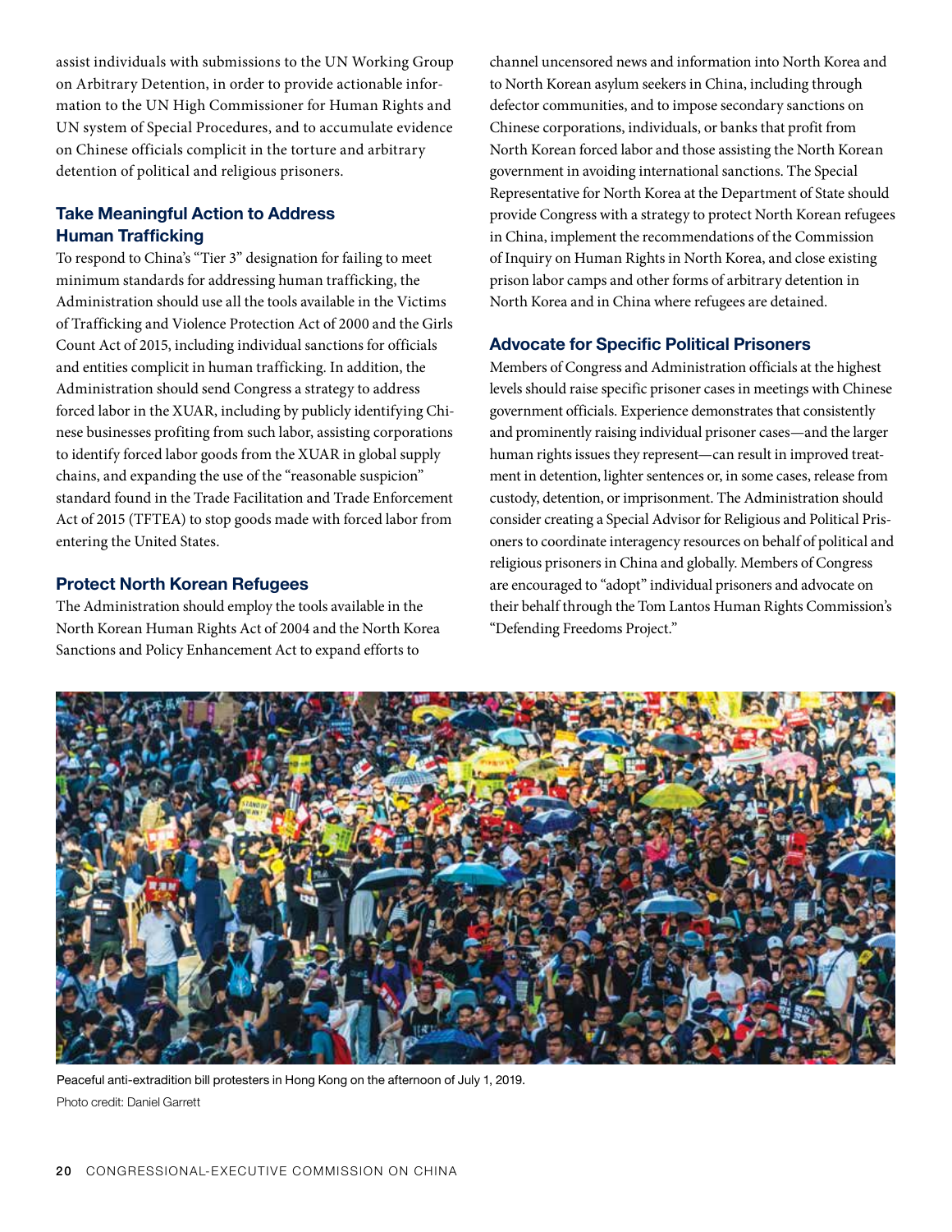assist individuals with submissions to the UN Working Group on Arbitrary Detention, in order to provide actionable information to the UN High Commissioner for Human Rights and UN system of Special Procedures, and to accumulate evidence on Chinese officials complicit in the torture and arbitrary detention of political and religious prisoners.

### Take Meaningful Action to Address Human Trafficking

To respond to China's "Tier 3" designation for failing to meet minimum standards for addressing human trafficking, the Administration should use all the tools available in the Victims of Trafficking and Violence Protection Act of 2000 and the Girls Count Act of 2015, including individual sanctions for officials and entities complicit in human trafficking. In addition, the Administration should send Congress a strategy to address forced labor in the XUAR, including by publicly identifying Chinese businesses profiting from such labor, assisting corporations to identify forced labor goods from the XUAR in global supply chains, and expanding the use of the "reasonable suspicion" standard found in the Trade Facilitation and Trade Enforcement Act of 2015 (TFTEA) to stop goods made with forced labor from entering the United States.

### Protect North Korean Refugees

The Administration should employ the tools available in the North Korean Human Rights Act of 2004 and the North Korea Sanctions and Policy Enhancement Act to expand efforts to channel uncensored news and information into North Korea and to North Korean asylum seekers in China, including through defector communities, and to impose secondary sanctions on Chinese corporations, individuals, or banks that profit from North Korean forced labor and those assisting the North Korean government in avoiding international sanctions. The Special Representative for North Korea at the Department of State should provide Congress with a strategy to protect North Korean refugees in China, implement the recommendations of the Commission of Inquiry on Human Rights in North Korea, and close existing prison labor camps and other forms of arbitrary detention in North Korea and in China where refugees are detained.

### Advocate for Specific Political Prisoners

Members of Congress and Administration officials at the highest levels should raise specific prisoner cases in meetings with Chinese government officials. Experience demonstrates that consistently and prominently raising individual prisoner cases—and the larger human rights issues they represent—can result in improved treatment in detention, lighter sentences or, in some cases, release from custody, detention, or imprisonment. The Administration should consider creating a Special Advisor for Religious and Political Prisoners to coordinate interagency resources on behalf of political and religious prisoners in China and globally. Members of Congress are encouraged to "adopt" individual prisoners and advocate on their behalf through the Tom Lantos Human Rights Commission's "Defending Freedoms Project."

Peaceful anti-extradition bill protesters in Hong Kong on the afternoon of July 1, 2019.
Photo credit: Daniel Garrett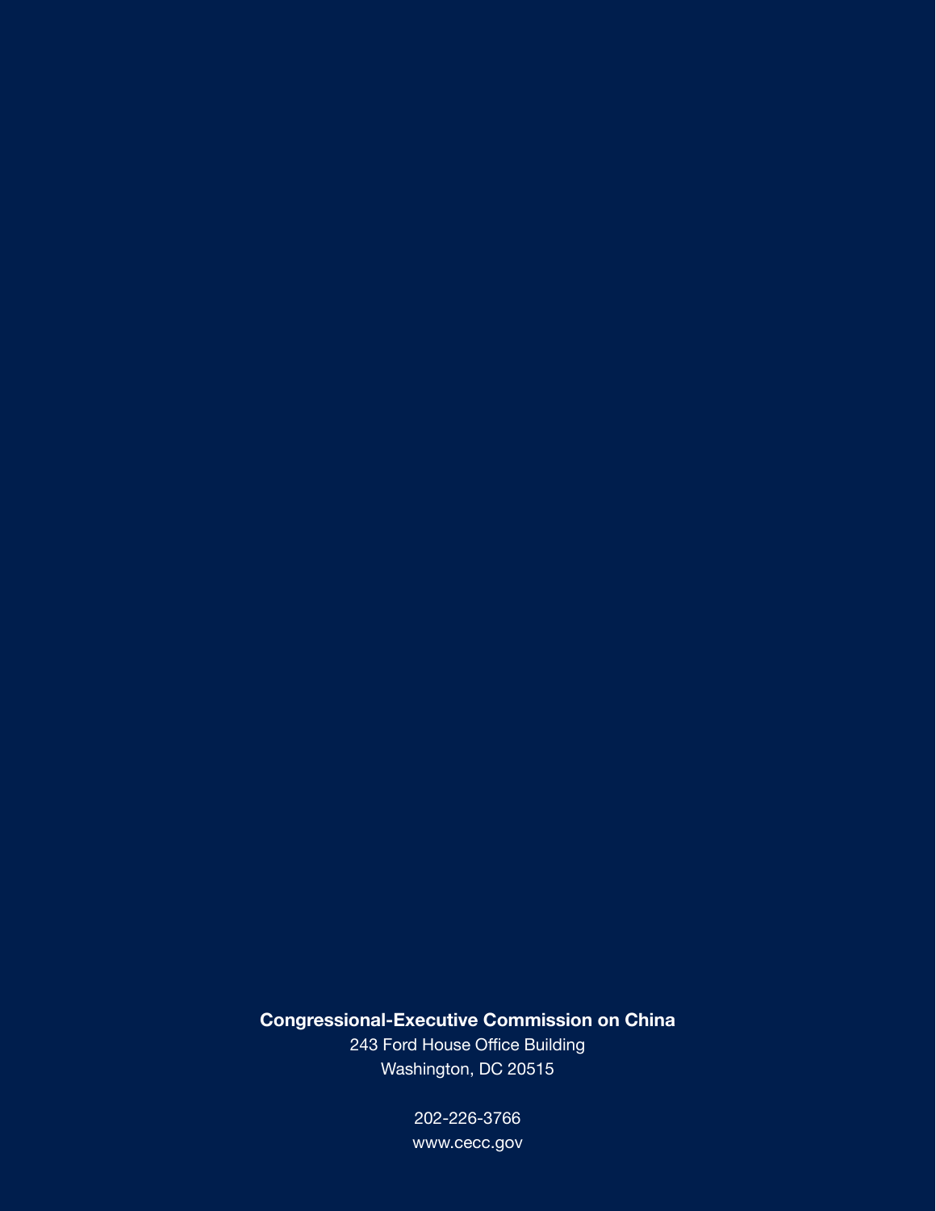**Congressional-Executive Commission on China**

243 Ford House Office Building
Washington, DC 20515

202-226-3766
www.cecc.gov